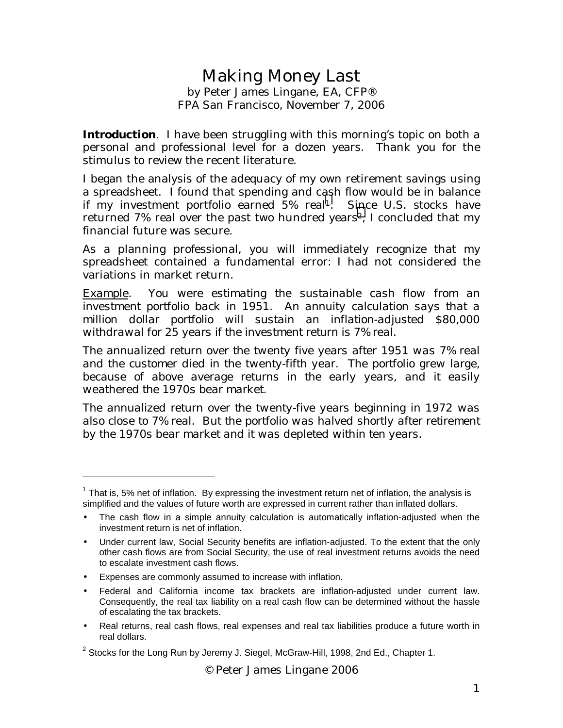# Making Money Last

by Peter James Lingane, EA, CFP®
FPA San Francisco, November 7, 2006

**Introduction**. I have been struggling with this morning's topic on both a personal and professional level for a dozen years. Thank you for the stimulus to review the recent literature.

I began the analysis of the adequacy of my own retirement savings using a spreadsheet. I found that spending and cash flow would be in balance if my investment portfolio earned 5% real[1]. Since U.S. stocks have returned 7% real over the past two hundred years[2], I concluded that my financial future was secure.

As a planning professional, you will immediately recognize that my spreadsheet contained a fundamental error: I had not considered the variations in market return.

Example. You were estimating the sustainable cash flow from an investment portfolio back in 1951. An annuity calculation says that a million dollar portfolio will sustain an inflation-adjusted $80,000 withdrawal for 25 years if the investment return is 7% real.

The annualized return over the twenty five years after 1951 was 7% real and the customer died in the twenty-fifth year. The portfolio grew large, because of above average returns in the early years, and it easily weathered the 1970s bear market.

The annualized return over the twenty-five years beginning in 1972 was also close to 7% real. But the portfolio was halved shortly after retirement by the 1970s bear market and it was depleted within ten years.

---

[1] That is, 5% net of inflation. By expressing the investment return net of inflation, the analysis is simplified and the values of future worth are expressed in current rather than inflated dollars.

- The cash flow in a simple annuity calculation is automatically inflation-adjusted when the investment return is net of inflation.
- Under current law, Social Security benefits are inflation-adjusted. To the extent that the only other cash flows are from Social Security, the use of real investment returns avoids the need to escalate investment cash flows.
- Expenses are commonly assumed to increase with inflation.
- Federal and California income tax brackets are inflation-adjusted under current law. Consequently, the real tax liability on a real cash flow can be determined without the hassle of escalating the tax brackets.
- Real returns, real cash flows, real expenses and real tax liabilities produce a future worth in real dollars.

[2] Stocks for the Long Run by Jeremy J. Siegel, McGraw-Hill, 1998, 2nd Ed., Chapter 1.

© Peter James Lingane 2006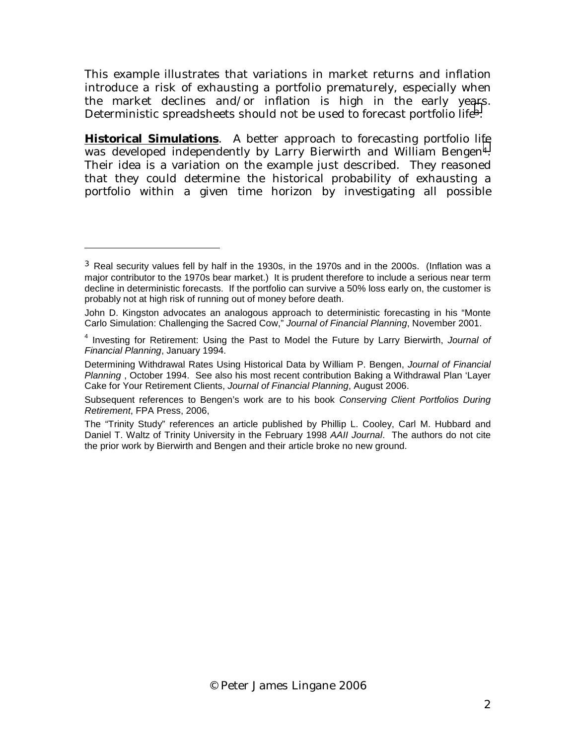This example illustrates that variations in market returns and inflation introduce a risk of exhausting a portfolio prematurely, especially when the market declines and/or inflation is high in the early years. Deterministic spreadsheets should not be used to forecast portfolio life[3].

**Historical Simulations**. A better approach to forecasting portfolio life was developed independently by Larry Bierwirth and William Bengen[4]. Their idea is a variation on the example just described. They reasoned that they could determine the historical probability of exhausting a portfolio within a given time horizon by investigating all possible

---

[3] Real security values fell by half in the 1930s, in the 1970s and in the 2000s. (Inflation was a major contributor to the 1970s bear market.) It is prudent therefore to include a serious near term decline in deterministic forecasts. If the portfolio can survive a 50% loss early on, the customer is probably not at high risk of running out of money before death.

John D. Kingston advocates an analogous approach to deterministic forecasting in his "Monte Carlo Simulation: Challenging the Sacred Cow," *Journal of Financial Planning*, November 2001.

[4] Investing for Retirement: Using the Past to Model the Future by Larry Bierwirth, *Journal of Financial Planning*, January 1994.

Determining Withdrawal Rates Using Historical Data by William P. Bengen, *Journal of Financial Planning* , October 1994. See also his most recent contribution Baking a Withdrawal Plan 'Layer Cake for Your Retirement Clients, *Journal of Financial Planning*, August 2006.

Subsequent references to Bengen's work are to his book *Conserving Client Portfolios During Retirement*, FPA Press, 2006,

The "Trinity Study" references an article published by Phillip L. Cooley, Carl M. Hubbard and Daniel T. Waltz of Trinity University in the February 1998 *AAII Journal*. The authors do not cite the prior work by Bierwirth and Bengen and their article broke no new ground.

© Peter James Lingane 2006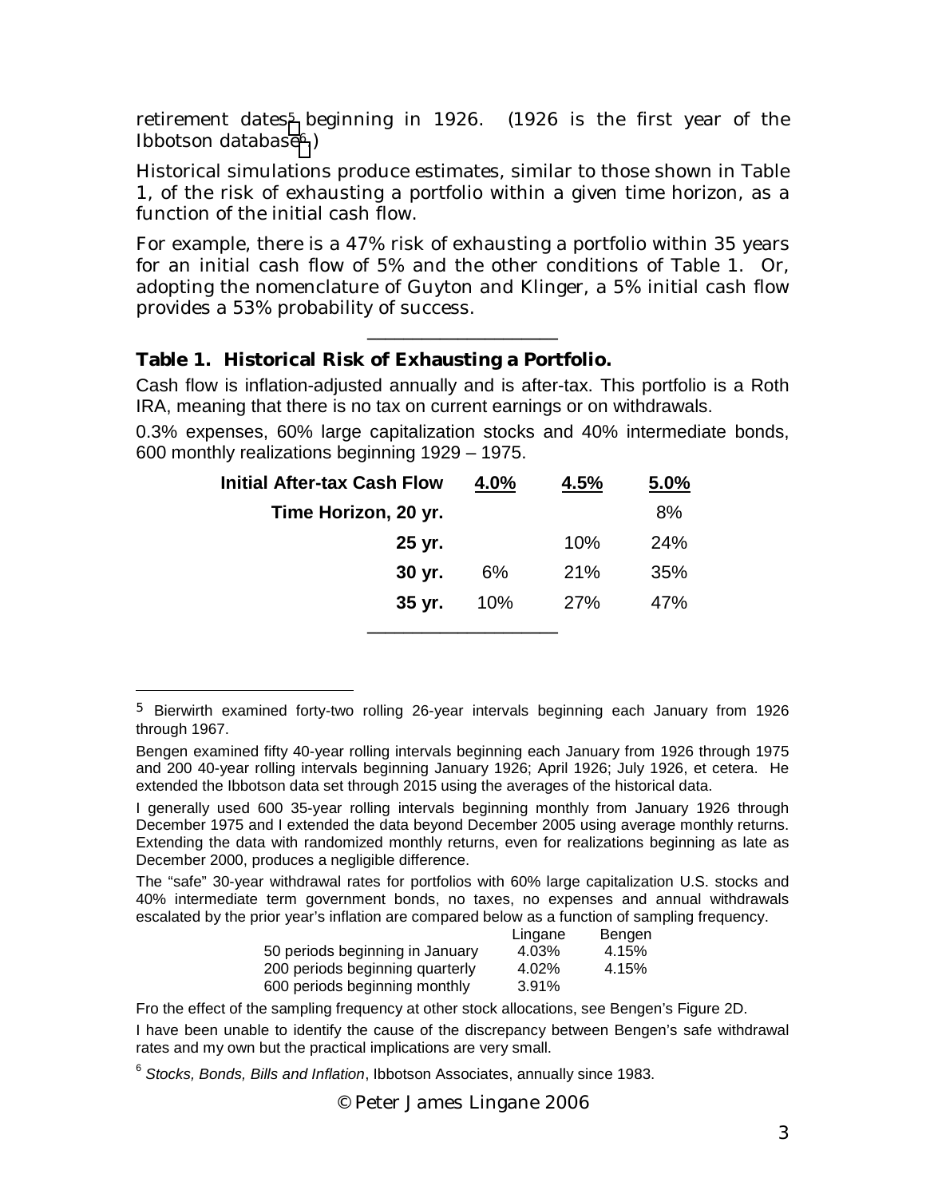retirement dates[5] beginning in 1926. (1926 is the first year of the Ibbotson database[6].)

Historical simulations produce estimates, similar to those shown in Table 1, of the risk of exhausting a portfolio within a given time horizon, as a function of the initial cash flow.

For example, there is a 47% risk of exhausting a portfolio within 35 years for an initial cash flow of 5% and the other conditions of Table 1. Or, adopting the nomenclature of Guyton and Klinger, a 5% initial cash flow provides a 53% probability of success.

---

**Table 1. Historical Risk of Exhausting a Portfolio.**

Cash flow is inflation-adjusted annually and is after-tax. This portfolio is a Roth IRA, meaning that there is no tax on current earnings or on withdrawals.

0.3% expenses, 60% large capitalization stocks and 40% intermediate bonds, 600 monthly realizations beginning 1929 – 1975.

| Initial After-tax Cash Flow | 4.0% | 4.5% | 5.0% |
|---|---|---|---|
| Time Horizon, 20 yr. | | | 8% |
| 25 yr. | | 10% | 24% |
| 30 yr. | 6% | 21% | 35% |
| 35 yr. | 10% | 27% | 47% |

---

[5] Bierwirth examined forty-two rolling 26-year intervals beginning each January from 1926 through 1967.

Bengen examined fifty 40-year rolling intervals beginning each January from 1926 through 1975 and 200 40-year rolling intervals beginning January 1926; April 1926; July 1926, et cetera. He extended the Ibbotson data set through 2015 using the averages of the historical data.

I generally used 600 35-year rolling intervals beginning monthly from January 1926 through December 1975 and I extended the data beyond December 2005 using average monthly returns. Extending the data with randomized monthly returns, even for realizations beginning as late as December 2000, produces a negligible difference.

The "safe" 30-year withdrawal rates for portfolios with 60% large capitalization U.S. stocks and 40% intermediate term government bonds, no taxes, no expenses and annual withdrawals escalated by the prior year's inflation are compared below as a function of sampling frequency.

| | Lingane | Bengen |
|---|---|---|
| 50 periods beginning in January | 4.03% | 4.15% |
| 200 periods beginning quarterly | 4.02% | 4.15% |
| 600 periods beginning monthly | 3.91% | |

Fro the effect of the sampling frequency at other stock allocations, see Bengen's Figure 2D.

I have been unable to identify the cause of the discrepancy between Bengen's safe withdrawal rates and my own but the practical implications are very small.

[6] *Stocks, Bonds, Bills and Inflation*, Ibbotson Associates, annually since 1983.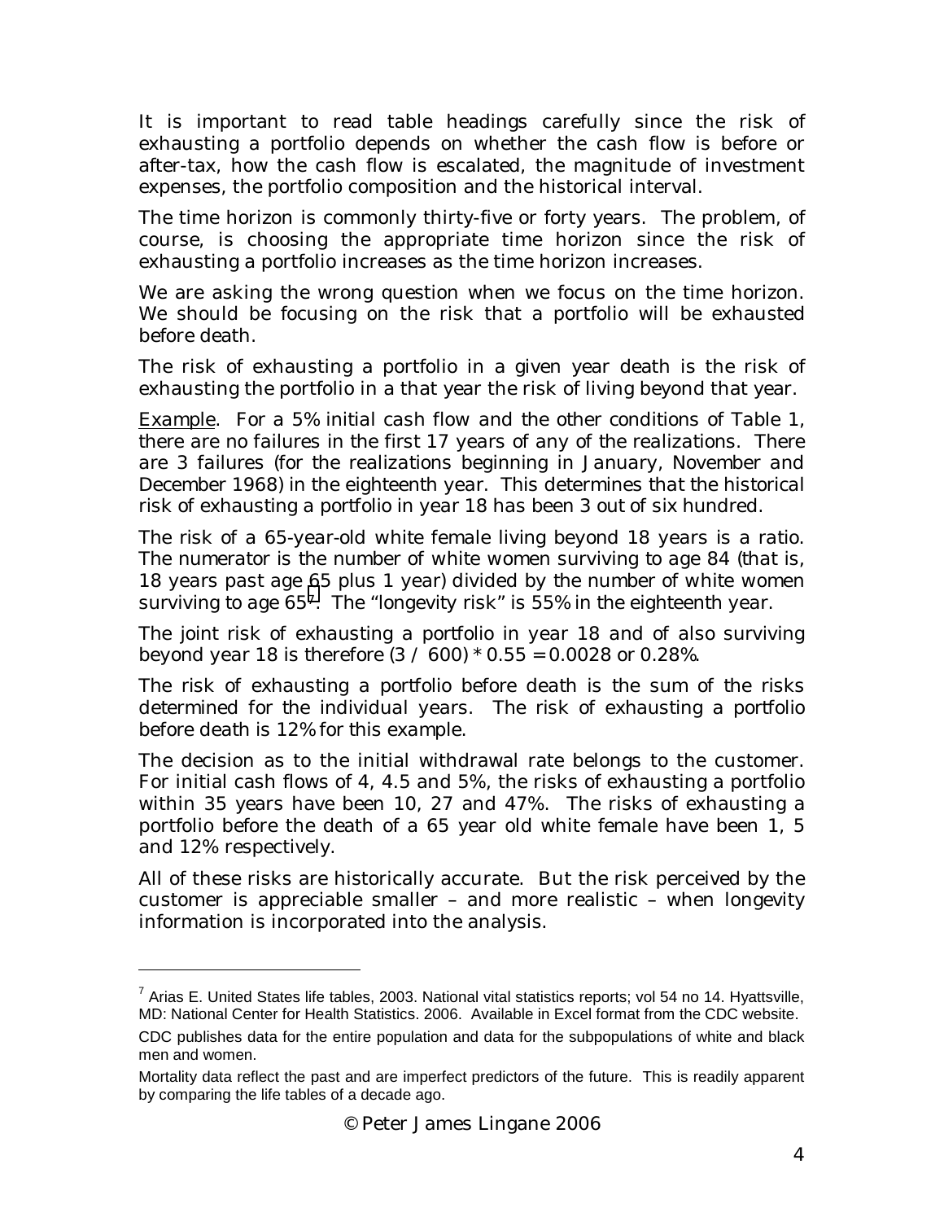It is important to read table headings carefully since the risk of exhausting a portfolio depends on whether the cash flow is before or after-tax, how the cash flow is escalated, the magnitude of investment expenses, the portfolio composition and the historical interval.

The time horizon is commonly thirty-five or forty years. The problem, of course, is choosing the appropriate time horizon since the risk of exhausting a portfolio increases as the time horizon increases.

We are asking the wrong question when we focus on the time horizon. We should be focusing on the risk that a portfolio will be exhausted before death.

The risk of exhausting a portfolio in a given year death is the risk of exhausting the portfolio in a that year the risk of living beyond that year.

<u>Example</u>. For a 5% initial cash flow and the other conditions of Table 1, there are no failures in the first 17 years of any of the realizations. There are 3 failures (for the realizations beginning in January, November and December 1968) in the eighteenth year. This determines that the historical risk of exhausting a portfolio in year 18 has been 3 out of six hundred.

The risk of a 65-year-old white female living beyond 18 years is a ratio. The numerator is the number of white women surviving to age 84 (that is, 18 years past age 65 plus 1 year) divided by the number of white women surviving to age 65[7]. The "longevity risk" is 55% in the eighteenth year.

The joint risk of exhausting a portfolio in year 18 and of also surviving beyond year 18 is therefore (3 / 600) * 0.55 = 0.0028 or 0.28%.

The risk of exhausting a portfolio before death is the sum of the risks determined for the individual years. The risk of exhausting a portfolio before death is 12% for this example.

The decision as to the initial withdrawal rate belongs to the customer. For initial cash flows of 4, 4.5 and 5%, the risks of exhausting a portfolio within 35 years have been 10, 27 and 47%. The risks of exhausting a portfolio before the death of a 65 year old white female have been 1, 5 and 12% respectively.

All of these risks are historically accurate. But the risk perceived by the customer is appreciable smaller – and more realistic – when longevity information is incorporated into the analysis.

---

[7] Arias E. United States life tables, 2003. National vital statistics reports; vol 54 no 14. Hyattsville, MD: National Center for Health Statistics. 2006. Available in Excel format from the CDC website.

CDC publishes data for the entire population and data for the subpopulations of white and black men and women.

Mortality data reflect the past and are imperfect predictors of the future. This is readily apparent by comparing the life tables of a decade ago.

© Peter James Lingane 2006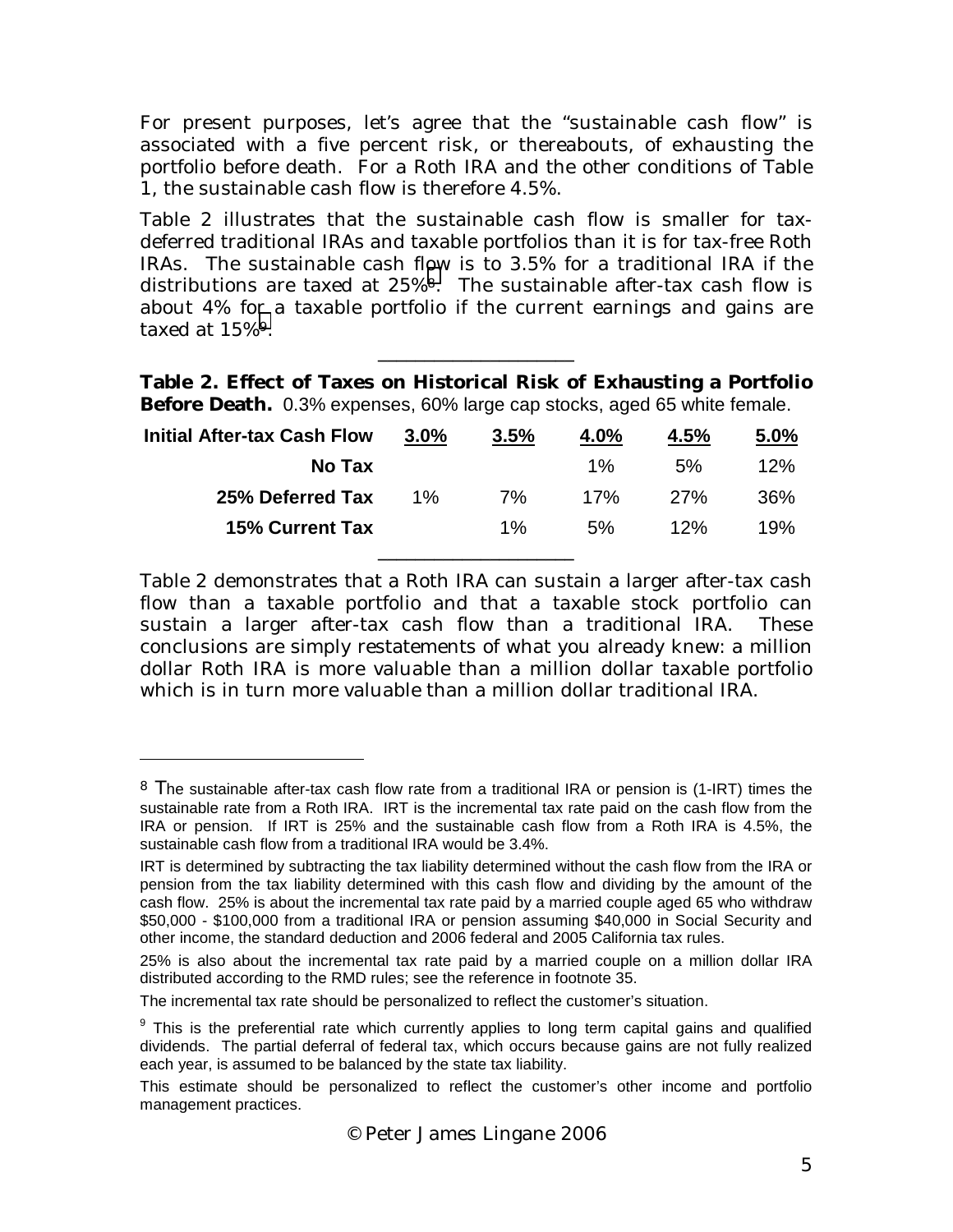For present purposes, let's agree that the "sustainable cash flow" is associated with a five percent risk, or thereabouts, of exhausting the portfolio before death. For a Roth IRA and the other conditions of Table 1, the sustainable cash flow is therefore 4.5%.

Table 2 illustrates that the sustainable cash flow is smaller for tax-deferred traditional IRAs and taxable portfolios than it is for tax-free Roth IRAs. The sustainable cash flow is to 3.5% for a traditional IRA if the distributions are taxed at 25%[8]. The sustainable after-tax cash flow is about 4% for a taxable portfolio if the current earnings and gains are taxed at 15%[9].

**Table 2. Effect of Taxes on Historical Risk of Exhausting a Portfolio Before Death.** 0.3% expenses, 60% large cap stocks, aged 65 white female.

| Initial After-tax Cash Flow | 3.0% | 3.5% | 4.0% | 4.5% | 5.0% |
|---|---|---|---|---|---|
| No Tax | | | 1% | 5% | 12% |
| 25% Deferred Tax | 1% | 7% | 17% | 27% | 36% |
| 15% Current Tax | | 1% | 5% | 12% | 19% |

Table 2 demonstrates that a Roth IRA can sustain a larger after-tax cash flow than a taxable portfolio and that a taxable stock portfolio can sustain a larger after-tax cash flow than a traditional IRA. These conclusions are simply restatements of what you already knew: a million dollar Roth IRA is more valuable than a million dollar taxable portfolio which is in turn more valuable than a million dollar traditional IRA.

---

[8] The sustainable after-tax cash flow rate from a traditional IRA or pension is (1-IRT) times the sustainable rate from a Roth IRA. IRT is the incremental tax rate paid on the cash flow from the IRA or pension. If IRT is 25% and the sustainable cash flow from a Roth IRA is 4.5%, the sustainable cash flow from a traditional IRA would be 3.4%.

IRT is determined by subtracting the tax liability determined without the cash flow from the IRA or pension from the tax liability determined with this cash flow and dividing by the amount of the cash flow. 25% is about the incremental tax rate paid by a married couple aged 65 who withdraw \$50,000 - \$100,000 from a traditional IRA or pension assuming \$40,000 in Social Security and other income, the standard deduction and 2006 federal and 2005 California tax rules.

25% is also about the incremental tax rate paid by a married couple on a million dollar IRA distributed according to the RMD rules; see the reference in footnote 35.

The incremental tax rate should be personalized to reflect the customer's situation.

[9] This is the preferential rate which currently applies to long term capital gains and qualified dividends. The partial deferral of federal tax, which occurs because gains are not fully realized each year, is assumed to be balanced by the state tax liability.

This estimate should be personalized to reflect the customer's other income and portfolio management practices.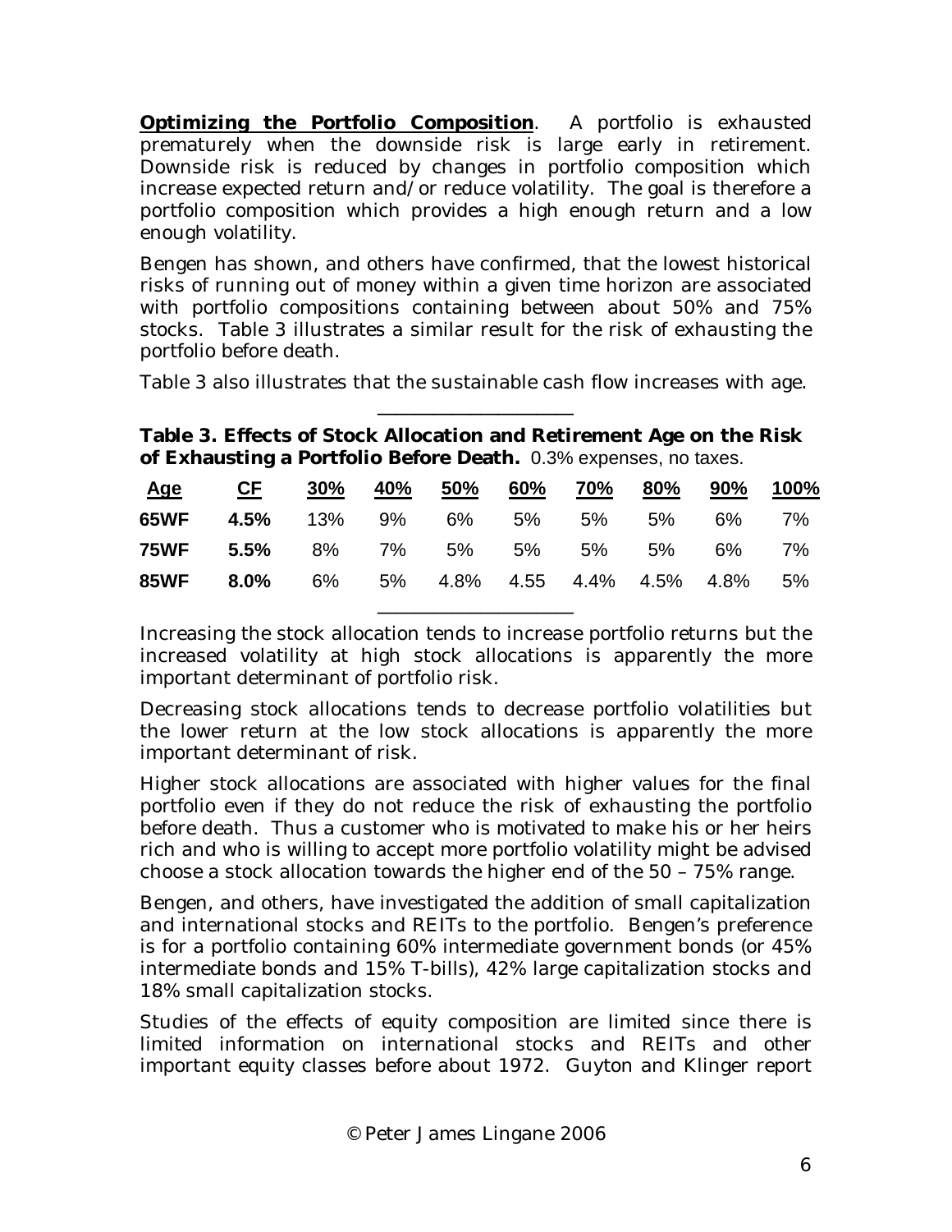**Optimizing the Portfolio Composition**. A portfolio is exhausted prematurely when the downside risk is large early in retirement. Downside risk is reduced by changes in portfolio composition which increase expected return and/or reduce volatility. The goal is therefore a portfolio composition which provides a high enough return and a low enough volatility.

Bengen has shown, and others have confirmed, that the lowest historical risks of running out of money within a given time horizon are associated with portfolio compositions containing between about 50% and 75% stocks. Table 3 illustrates a similar result for the risk of exhausting the portfolio before death.

Table 3 also illustrates that the sustainable cash flow increases with age.

**Table 3. Effects of Stock Allocation and Retirement Age on the Risk of Exhausting a Portfolio Before Death.** 0.3% expenses, no taxes.

| Age | CF | 30% | 40% | 50% | 60% | 70% | 80% | 90% | 100% |
|---|---|---|---|---|---|---|---|---|---|
| **65WF** | **4.5%** | 13% | 9% | 6% | 5% | 5% | 5% | 6% | 7% |
| **75WF** | **5.5%** | 8% | 7% | 5% | 5% | 5% | 5% | 6% | 7% |
| **85WF** | **8.0%** | 6% | 5% | 4.8% | 4.55 | 4.4% | 4.5% | 4.8% | 5% |

Increasing the stock allocation tends to increase portfolio returns but the increased volatility at high stock allocations is apparently the more important determinant of portfolio risk.

Decreasing stock allocations tends to decrease portfolio volatilities but the lower return at the low stock allocations is apparently the more important determinant of risk.

Higher stock allocations are associated with higher values for the final portfolio even if they do not reduce the risk of exhausting the portfolio before death. Thus a customer who is motivated to make his or her heirs rich and who is willing to accept more portfolio volatility might be advised choose a stock allocation towards the higher end of the 50 – 75% range.

Bengen, and others, have investigated the addition of small capitalization and international stocks and REITs to the portfolio. Bengen's preference is for a portfolio containing 60% intermediate government bonds (or 45% intermediate bonds and 15% T-bills), 42% large capitalization stocks and 18% small capitalization stocks.

Studies of the effects of equity composition are limited since there is limited information on international stocks and REITs and other important equity classes before about 1972. Guyton and Klinger report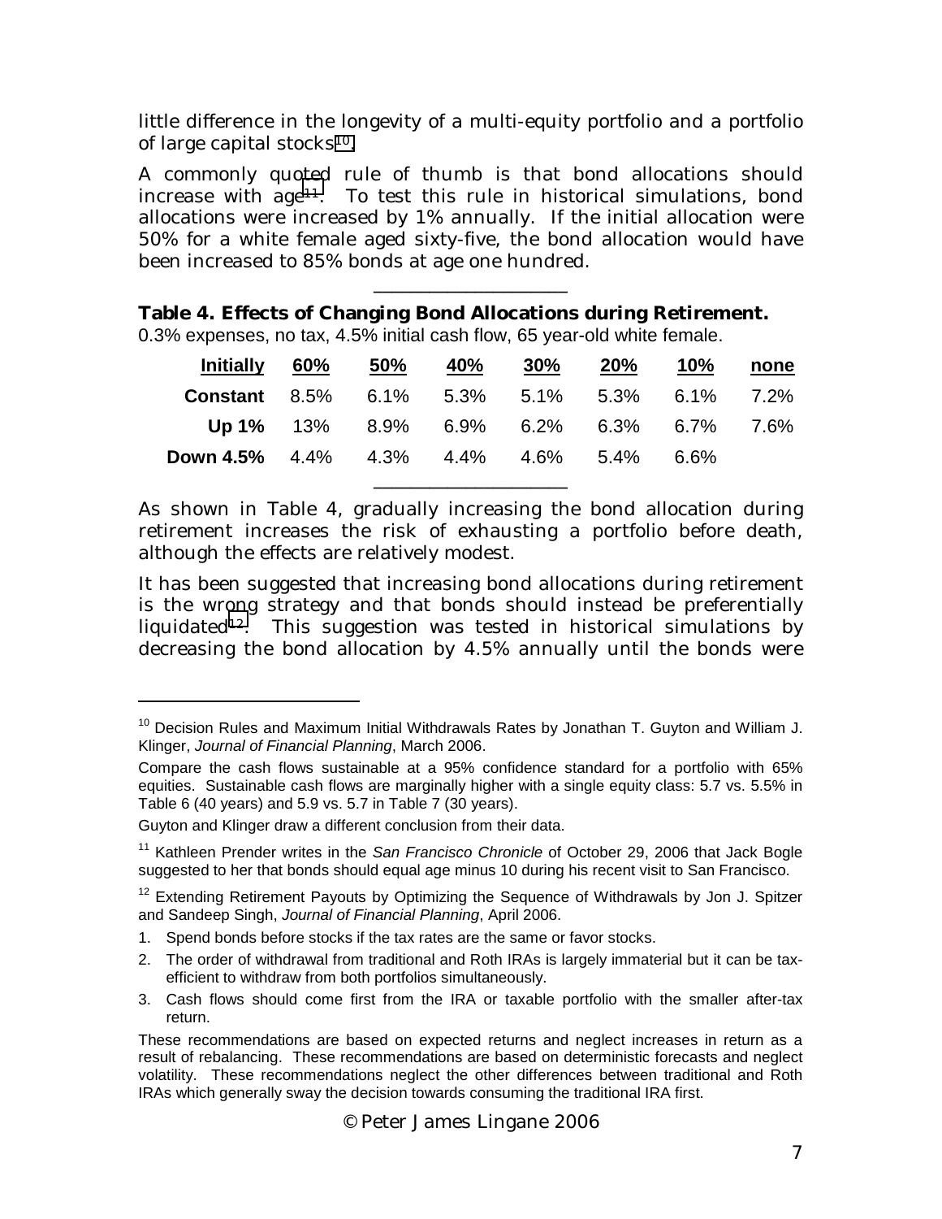little difference in the longevity of a multi-equity portfolio and a portfolio of large capital stocks[10].

A commonly quoted rule of thumb is that bond allocations should increase with age[11]. To test this rule in historical simulations, bond allocations were increased by 1% annually. If the initial allocation were 50% for a white female aged sixty-five, the bond allocation would have been increased to 85% bonds at age one hundred.

**Table 4. Effects of Changing Bond Allocations during Retirement.**
0.3% expenses, no tax, 4.5% initial cash flow, 65 year-old white female.

| **Initially** | **60%** | **50%** | **40%** | **30%** | **20%** | **10%** | **none** |
|---|---|---|---|---|---|---|---|
| **Constant** | 8.5% | 6.1% | 5.3% | 5.1% | 5.3% | 6.1% | 7.2% |
| **Up 1%** | 13% | 8.9% | 6.9% | 6.2% | 6.3% | 6.7% | 7.6% |
| **Down 4.5%** | 4.4% | 4.3% | 4.4% | 4.6% | 5.4% | 6.6% | |

As shown in Table 4, gradually increasing the bond allocation during retirement increases the risk of exhausting a portfolio before death, although the effects are relatively modest.

It has been suggested that increasing bond allocations during retirement is the wrong strategy and that bonds should instead be preferentially liquidated[12]. This suggestion was tested in historical simulations by decreasing the bond allocation by 4.5% annually until the bonds were

---

[10] Decision Rules and Maximum Initial Withdrawals Rates by Jonathan T. Guyton and William J. Klinger, *Journal of Financial Planning*, March 2006.

Compare the cash flows sustainable at a 95% confidence standard for a portfolio with 65% equities. Sustainable cash flows are marginally higher with a single equity class: 5.7 vs. 5.5% in Table 6 (40 years) and 5.9 vs. 5.7 in Table 7 (30 years).

Guyton and Klinger draw a different conclusion from their data.

[11] Kathleen Prender writes in the *San Francisco Chronicle* of October 29, 2006 that Jack Bogle suggested to her that bonds should equal age minus 10 during his recent visit to San Francisco.

[12] Extending Retirement Payouts by Optimizing the Sequence of Withdrawals by Jon J. Spitzer and Sandeep Singh, *Journal of Financial Planning*, April 2006.

1. Spend bonds before stocks if the tax rates are the same or favor stocks.
2. The order of withdrawal from traditional and Roth IRAs is largely immaterial but it can be tax-efficient to withdraw from both portfolios simultaneously.
3. Cash flows should come first from the IRA or taxable portfolio with the smaller after-tax return.

These recommendations are based on expected returns and neglect increases in return as a result of rebalancing. These recommendations are based on deterministic forecasts and neglect volatility. These recommendations neglect the other differences between traditional and Roth IRAs which generally sway the decision towards consuming the traditional IRA first.

© Peter James Lingane 2006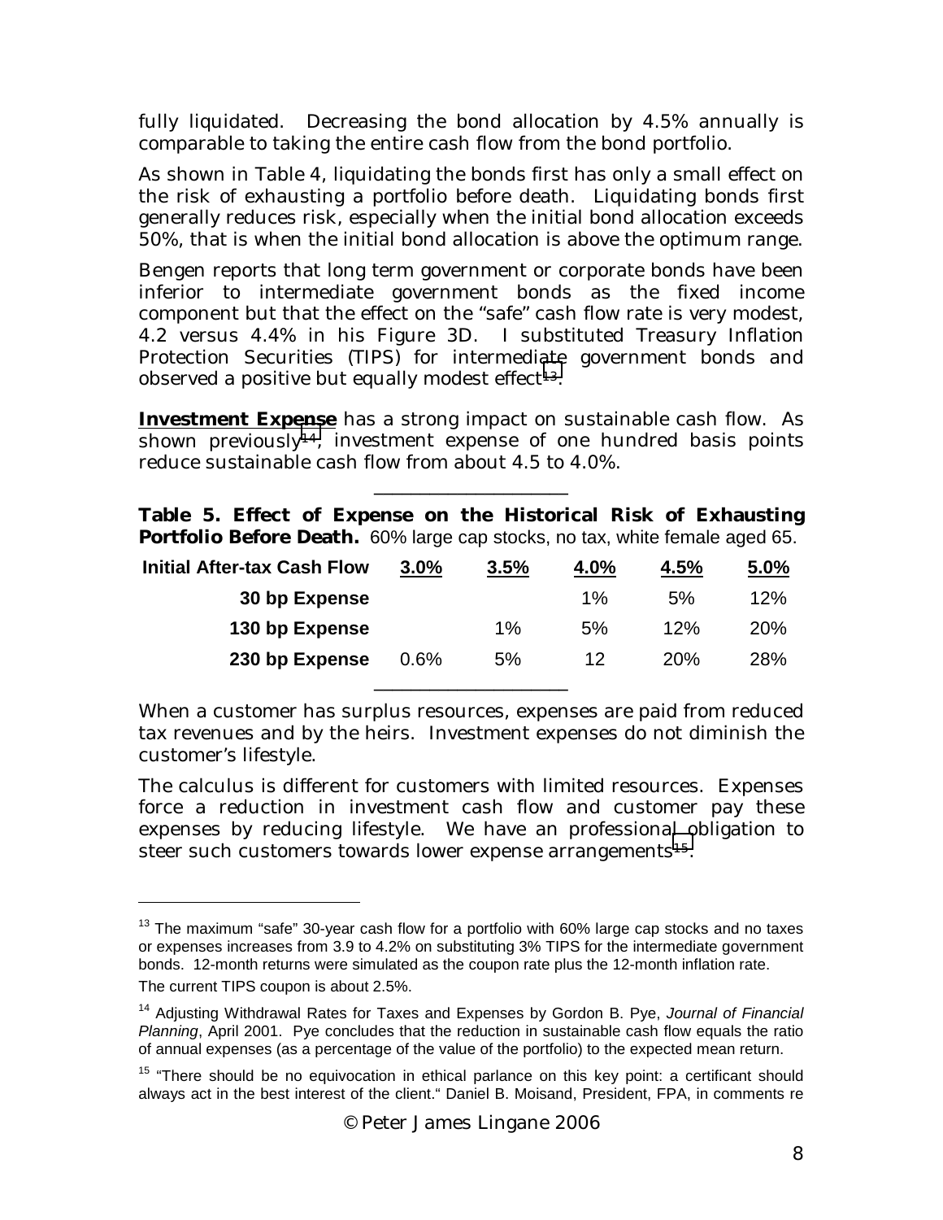fully liquidated. Decreasing the bond allocation by 4.5% annually is comparable to taking the entire cash flow from the bond portfolio.

As shown in Table 4, liquidating the bonds first has only a small effect on the risk of exhausting a portfolio before death. Liquidating bonds first generally reduces risk, especially when the initial bond allocation exceeds 50%, that is when the initial bond allocation is above the optimum range.

Bengen reports that long term government or corporate bonds have been inferior to intermediate government bonds as the fixed income component but that the effect on the "safe" cash flow rate is very modest, 4.2 versus 4.4% in his Figure 3D. I substituted Treasury Inflation Protection Securities (TIPS) for intermediate government bonds and observed a positive but equally modest effect[13].

**Investment Expense** has a strong impact on sustainable cash flow. As shown previously[14], investment expense of one hundred basis points reduce sustainable cash flow from about 4.5 to 4.0%.

---

**Table 5. Effect of Expense on the Historical Risk of Exhausting Portfolio Before Death.** 60% large cap stocks, no tax, white female aged 65.

| Initial After-tax Cash Flow | 3.0% | 3.5% | 4.0% | 4.5% | 5.0% |
|---|---|---|---|---|---|
| 30 bp Expense | | | 1% | 5% | 12% |
| 130 bp Expense | | 1% | 5% | 12% | 20% |
| 230 bp Expense | 0.6% | 5% | 12 | 20% | 28% |

---

When a customer has surplus resources, expenses are paid from reduced tax revenues and by the heirs. Investment expenses do not diminish the customer's lifestyle.

The calculus is different for customers with limited resources. Expenses force a reduction in investment cash flow and customer pay these expenses by reducing lifestyle. We have an professional obligation to steer such customers towards lower expense arrangements[15].

---

[13] The maximum "safe" 30-year cash flow for a portfolio with 60% large cap stocks and no taxes or expenses increases from 3.9 to 4.2% on substituting 3% TIPS for the intermediate government bonds. 12-month returns were simulated as the coupon rate plus the 12-month inflation rate. The current TIPS coupon is about 2.5%.

[14] Adjusting Withdrawal Rates for Taxes and Expenses by Gordon B. Pye, *Journal of Financial Planning*, April 2001. Pye concludes that the reduction in sustainable cash flow equals the ratio of annual expenses (as a percentage of the value of the portfolio) to the expected mean return.

[15] "There should be no equivocation in ethical parlance on this key point: a certificant should always act in the best interest of the client." Daniel B. Moisand, President, FPA, in comments re

© Peter James Lingane 2006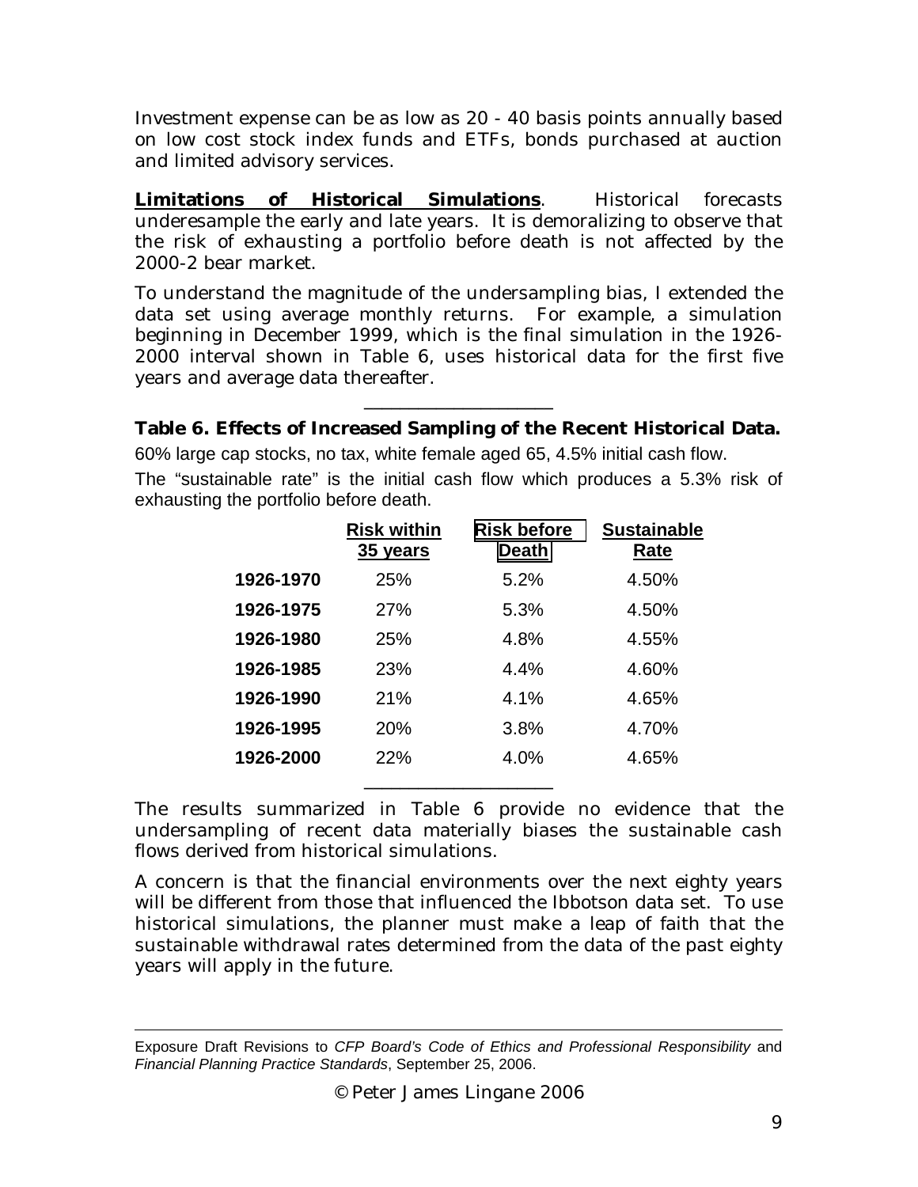Investment expense can be as low as 20 - 40 basis points annually based on low cost stock index funds and ETFs, bonds purchased at auction and limited advisory services.

**Limitations of Historical Simulations**. Historical forecasts underesample the early and late years. It is demoralizing to observe that the risk of exhausting a portfolio before death is not affected by the 2000-2 bear market.

To understand the magnitude of the undersampling bias, I extended the data set using average monthly returns. For example, a simulation beginning in December 1999, which is the final simulation in the 1926-2000 interval shown in Table 6, uses historical data for the first five years and average data thereafter.

**Table 6. Effects of Increased Sampling of the Recent Historical Data.**

60% large cap stocks, no tax, white female aged 65, 4.5% initial cash flow.

The "sustainable rate" is the initial cash flow which produces a 5.3% risk of exhausting the portfolio before death.

| | Risk within 35 years | Risk before Death | Sustainable Rate |
|---|---|---|---|
| **1926-1970** | 25% | 5.2% | 4.50% |
| **1926-1975** | 27% | 5.3% | 4.50% |
| **1926-1980** | 25% | 4.8% | 4.55% |
| **1926-1985** | 23% | 4.4% | 4.60% |
| **1926-1990** | 21% | 4.1% | 4.65% |
| **1926-1995** | 20% | 3.8% | 4.70% |
| **1926-2000** | 22% | 4.0% | 4.65% |

The results summarized in Table 6 provide no evidence that the undersampling of recent data materially biases the sustainable cash flows derived from historical simulations.

A concern is that the financial environments over the next eighty years will be different from those that influenced the Ibbotson data set. To use historical simulations, the planner must make a leap of faith that the sustainable withdrawal rates determined from the data of the past eighty years will apply in the future.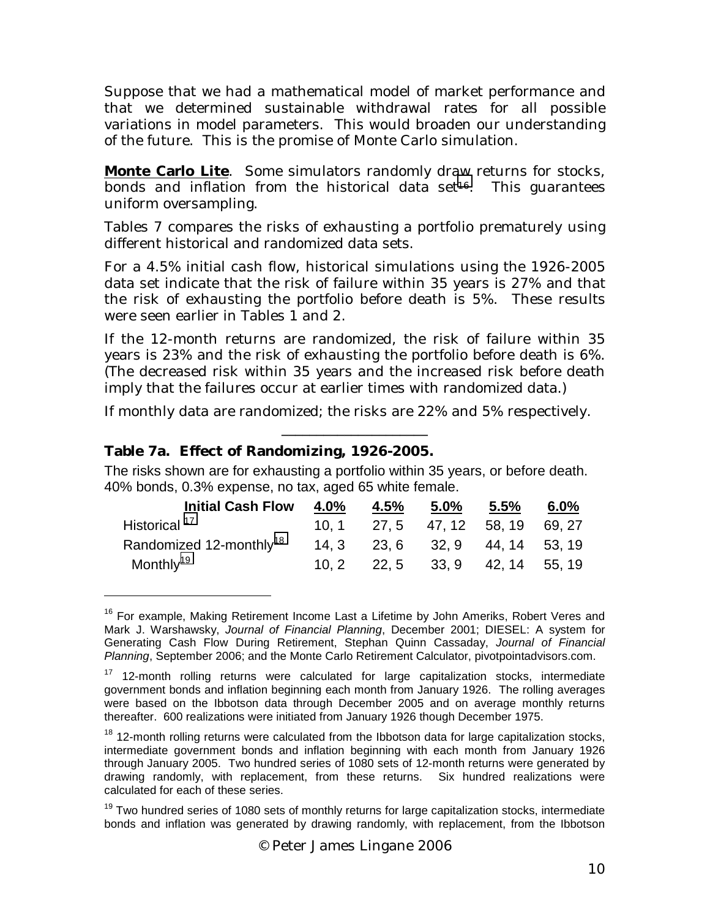Suppose that we had a mathematical model of market performance and that we determined sustainable withdrawal rates for all possible variations in model parameters. This would broaden our understanding of the future. This is the promise of Monte Carlo simulation.

**Monte Carlo Lite**. Some simulators randomly draw returns for stocks, bonds and inflation from the historical data set[16]. This guarantees uniform oversampling.

Tables 7 compares the risks of exhausting a portfolio prematurely using different historical and randomized data sets.

For a 4.5% initial cash flow, historical simulations using the 1926-2005 data set indicate that the risk of failure within 35 years is 27% and that the risk of exhausting the portfolio before death is 5%. These results were seen earlier in Tables 1 and 2.

If the 12-month returns are randomized, the risk of failure within 35 years is 23% and the risk of exhausting the portfolio before death is 6%. (The decreased risk within 35 years and the increased risk before death imply that the failures occur at earlier times with randomized data.)

If monthly data are randomized; the risks are 22% and 5% respectively.

**Table 7a. Effect of Randomizing, 1926-2005.**

The risks shown are for exhausting a portfolio within 35 years, or before death. 40% bonds, 0.3% expense, no tax, aged 65 white female.

| Initial Cash Flow | 4.0% | 4.5% | 5.0% | 5.5% | 6.0% |
|---|---|---|---|---|---|
| Historical [17] | 10, 1 | 27, 5 | 47, 12 | 58, 19 | 69, 27 |
| Randomized 12-monthly[18] | 14, 3 | 23, 6 | 32, 9 | 44, 14 | 53, 19 |
| Monthly[19] | 10, 2 | 22, 5 | 33, 9 | 42, 14 | 55, 19 |

---

[16] For example, Making Retirement Income Last a Lifetime by John Ameriks, Robert Veres and Mark J. Warshawsky, *Journal of Financial Planning*, December 2001; DIESEL: A system for Generating Cash Flow During Retirement, Stephan Quinn Cassaday, *Journal of Financial Planning*, September 2006; and the Monte Carlo Retirement Calculator, pivotpointadvisors.com.

[17] 12-month rolling returns were calculated for large capitalization stocks, intermediate government bonds and inflation beginning each month from January 1926. The rolling averages were based on the Ibbotson data through December 2005 and on average monthly returns thereafter. 600 realizations were initiated from January 1926 though December 1975.

[18] 12-month rolling returns were calculated from the Ibbotson data for large capitalization stocks, intermediate government bonds and inflation beginning with each month from January 1926 through January 2005. Two hundred series of 1080 sets of 12-month returns were generated by drawing randomly, with replacement, from these returns. Six hundred realizations were calculated for each of these series.

[19] Two hundred series of 1080 sets of monthly returns for large capitalization stocks, intermediate bonds and inflation was generated by drawing randomly, with replacement, from the Ibbotson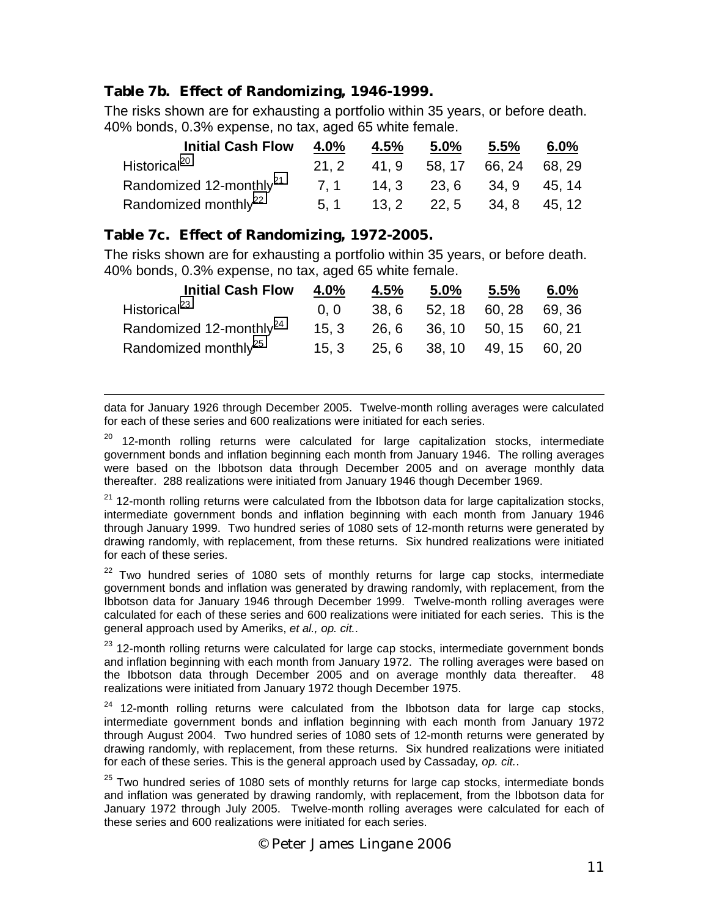**Table 7b. Effect of Randomizing, 1946-1999.**

The risks shown are for exhausting a portfolio within 35 years, or before death. 40% bonds, 0.3% expense, no tax, aged 65 white female.

| Initial Cash Flow | 4.0% | 4.5% | 5.0% | 5.5% | 6.0% |
|---|---|---|---|---|---|
| Historical[20] | 21, 2 | 41, 9 | 58, 17 | 66, 24 | 68, 29 |
| Randomized 12-monthly[21] | 7, 1 | 14, 3 | 23, 6 | 34, 9 | 45, 14 |
| Randomized monthly[22] | 5, 1 | 13, 2 | 22, 5 | 34, 8 | 45, 12 |

**Table 7c. Effect of Randomizing, 1972-2005.**

The risks shown are for exhausting a portfolio within 35 years, or before death. 40% bonds, 0.3% expense, no tax, aged 65 white female.

| Initial Cash Flow | 4.0% | 4.5% | 5.0% | 5.5% | 6.0% |
|---|---|---|---|---|---|
| Historical[23] | 0, 0 | 38, 6 | 52, 18 | 60, 28 | 69, 36 |
| Randomized 12-monthly[24] | 15, 3 | 26, 6 | 36, 10 | 50, 15 | 60, 21 |
| Randomized monthly[25] | 15, 3 | 25, 6 | 38, 10 | 49, 15 | 60, 20 |

---

data for January 1926 through December 2005. Twelve-month rolling averages were calculated for each of these series and 600 realizations were initiated for each series.

[20] 12-month rolling returns were calculated for large capitalization stocks, intermediate government bonds and inflation beginning each month from January 1946. The rolling averages were based on the Ibbotson data through December 2005 and on average monthly data thereafter. 288 realizations were initiated from January 1946 though December 1969.

[21] 12-month rolling returns were calculated from the Ibbotson data for large capitalization stocks, intermediate government bonds and inflation beginning with each month from January 1946 through January 1999. Two hundred series of 1080 sets of 12-month returns were generated by drawing randomly, with replacement, from these returns. Six hundred realizations were initiated for each of these series.

[22] Two hundred series of 1080 sets of monthly returns for large cap stocks, intermediate government bonds and inflation was generated by drawing randomly, with replacement, from the Ibbotson data for January 1946 through December 1999. Twelve-month rolling averages were calculated for each of these series and 600 realizations were initiated for each series. This is the general approach used by Ameriks, *et al., op. cit.*.

[23] 12-month rolling returns were calculated for large cap stocks, intermediate government bonds and inflation beginning with each month from January 1972. The rolling averages were based on the Ibbotson data through December 2005 and on average monthly data thereafter. 48 realizations were initiated from January 1972 though December 1975.

[24] 12-month rolling returns were calculated from the Ibbotson data for large cap stocks, intermediate government bonds and inflation beginning with each month from January 1972 through August 2004. Two hundred series of 1080 sets of 12-month returns were generated by drawing randomly, with replacement, from these returns. Six hundred realizations were initiated for each of these series. This is the general approach used by Cassaday*, op. cit.*.

[25] Two hundred series of 1080 sets of monthly returns for large cap stocks, intermediate bonds and inflation was generated by drawing randomly, with replacement, from the Ibbotson data for January 1972 through July 2005. Twelve-month rolling averages were calculated for each of these series and 600 realizations were initiated for each series.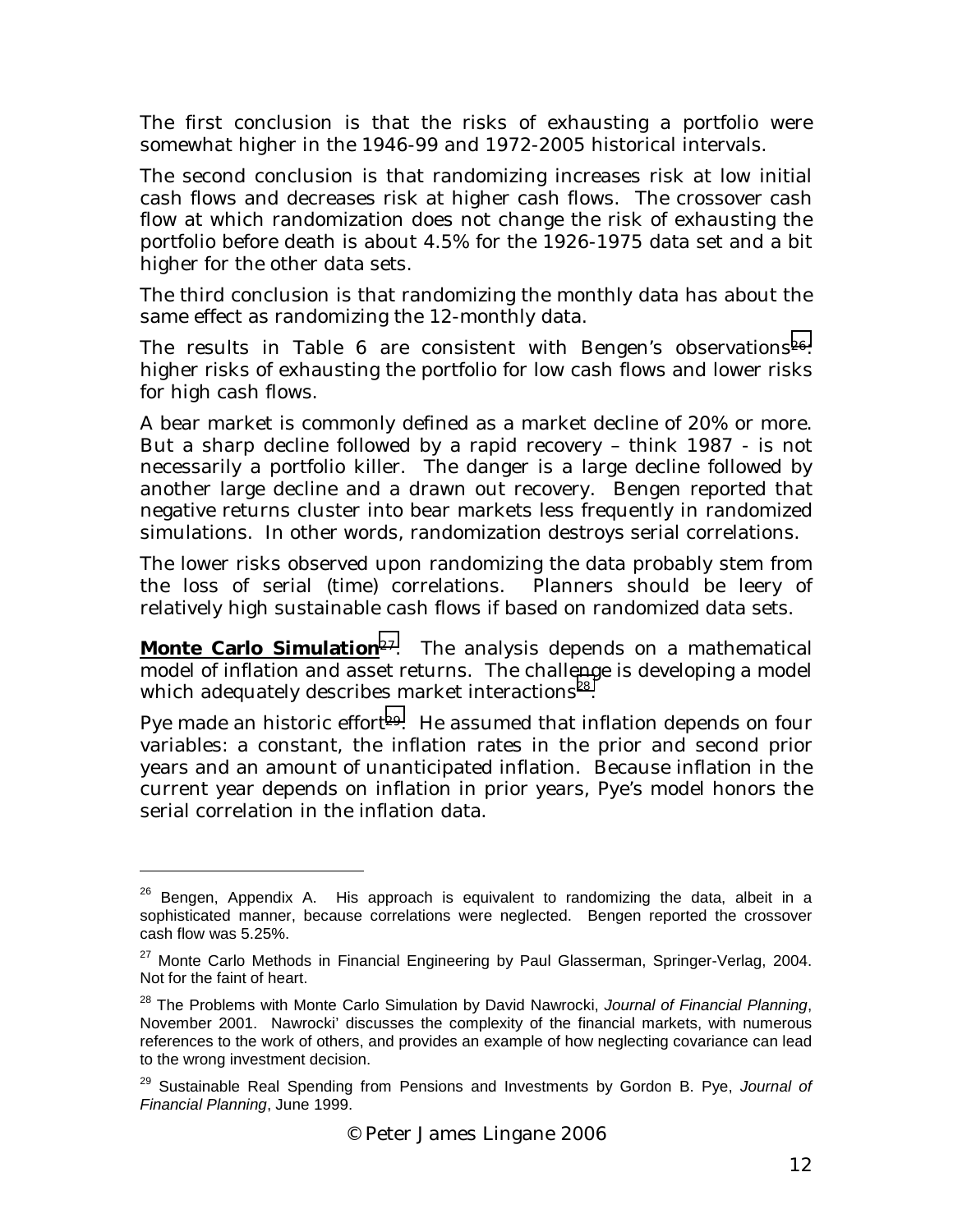The first conclusion is that the risks of exhausting a portfolio were somewhat higher in the 1946-99 and 1972-2005 historical intervals.

The second conclusion is that randomizing increases risk at low initial cash flows and decreases risk at higher cash flows. The crossover cash flow at which randomization does not change the risk of exhausting the portfolio before death is about 4.5% for the 1926-1975 data set and a bit higher for the other data sets.

The third conclusion is that randomizing the monthly data has about the same effect as randomizing the 12-monthly data.

The results in Table 6 are consistent with Bengen's observations[26]: higher risks of exhausting the portfolio for low cash flows and lower risks for high cash flows.

A bear market is commonly defined as a market decline of 20% or more. But a sharp decline followed by a rapid recovery – think 1987 - is not necessarily a portfolio killer. The danger is a large decline followed by another large decline and a drawn out recovery. Bengen reported that negative returns cluster into bear markets less frequently in randomized simulations. In other words, randomization destroys serial correlations.

The lower risks observed upon randomizing the data probably stem from the loss of serial (time) correlations. Planners should be leery of relatively high sustainable cash flows if based on randomized data sets.

**Monte Carlo Simulation**[27]. The analysis depends on a mathematical model of inflation and asset returns. The challenge is developing a model which adequately describes market interactions[28].

Pye made an historic effort[29]. He assumed that inflation depends on four variables: a constant, the inflation rates in the prior and second prior years and an amount of unanticipated inflation. Because inflation in the current year depends on inflation in prior years, Pye's model honors the serial correlation in the inflation data.

---

[26] Bengen, Appendix A. His approach is equivalent to randomizing the data, albeit in a sophisticated manner, because correlations were neglected. Bengen reported the crossover cash flow was 5.25%.

[27] Monte Carlo Methods in Financial Engineering by Paul Glasserman, Springer-Verlag, 2004. Not for the faint of heart.

[28] The Problems with Monte Carlo Simulation by David Nawrocki, *Journal of Financial Planning*, November 2001. Nawrocki' discusses the complexity of the financial markets, with numerous references to the work of others, and provides an example of how neglecting covariance can lead to the wrong investment decision.

[29] Sustainable Real Spending from Pensions and Investments by Gordon B. Pye, *Journal of Financial Planning*, June 1999.

© Peter James Lingane 2006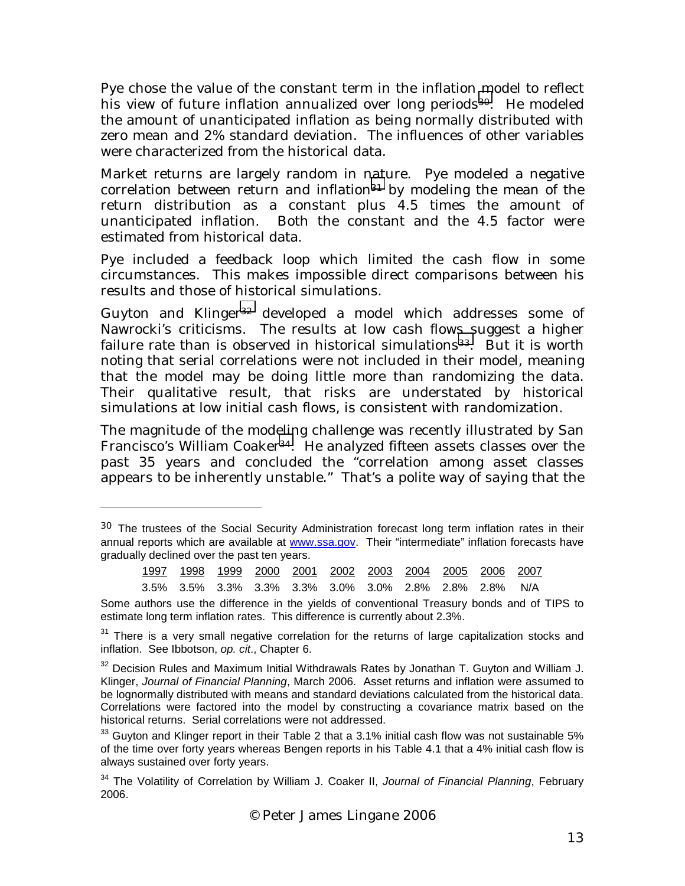Pye chose the value of the constant term in the inflation model to reflect his view of future inflation annualized over long periods[30]. He modeled the amount of unanticipated inflation as being normally distributed with zero mean and 2% standard deviation. The influences of other variables were characterized from the historical data.

Market returns are largely random in nature. Pye modeled a negative correlation between return and inflation[31] by modeling the mean of the return distribution as a constant plus 4.5 times the amount of unanticipated inflation. Both the constant and the 4.5 factor were estimated from historical data.

Pye included a feedback loop which limited the cash flow in some circumstances. This makes impossible direct comparisons between his results and those of historical simulations.

Guyton and Klinger[32] developed a model which addresses some of Nawrocki's criticisms. The results at low cash flows suggest a higher failure rate than is observed in historical simulations[33]. But it is worth noting that serial correlations were not included in their model, meaning that the model may be doing little more than randomizing the data. Their qualitative result, that risks are understated by historical simulations at low initial cash flows, is consistent with randomization.

The magnitude of the modeling challenge was recently illustrated by San Francisco's William Coaker[34]. He analyzed fifteen assets classes over the past 35 years and concluded the "correlation among asset classes appears to be inherently unstable." That's a polite way of saying that the

---

[30] The trustees of the Social Security Administration forecast long term inflation rates in their annual reports which are available at www.ssa.gov. Their "intermediate" inflation forecasts have gradually declined over the past ten years.

| 1997 | 1998 | 1999 | 2000 | 2001 | 2002 | 2003 | 2004 | 2005 | 2006 | 2007 |
|---|---|---|---|---|---|---|---|---|---|---|
| 3.5% | 3.5% | 3.3% | 3.3% | 3.3% | 3.0% | 3.0% | 2.8% | 2.8% | 2.8% | N/A |

Some authors use the difference in the yields of conventional Treasury bonds and of TIPS to estimate long term inflation rates. This difference is currently about 2.3%.

[31] There is a very small negative correlation for the returns of large capitalization stocks and inflation. See Ibbotson, *op. cit*., Chapter 6.

[32] Decision Rules and Maximum Initial Withdrawals Rates by Jonathan T. Guyton and William J. Klinger, *Journal of Financial Planning*, March 2006. Asset returns and inflation were assumed to be lognormally distributed with means and standard deviations calculated from the historical data. Correlations were factored into the model by constructing a covariance matrix based on the historical returns. Serial correlations were not addressed.

[33] Guyton and Klinger report in their Table 2 that a 3.1% initial cash flow was not sustainable 5% of the time over forty years whereas Bengen reports in his Table 4.1 that a 4% initial cash flow is always sustained over forty years.

[34] The Volatility of Correlation by William J. Coaker II, *Journal of Financial Planning*, February 2006.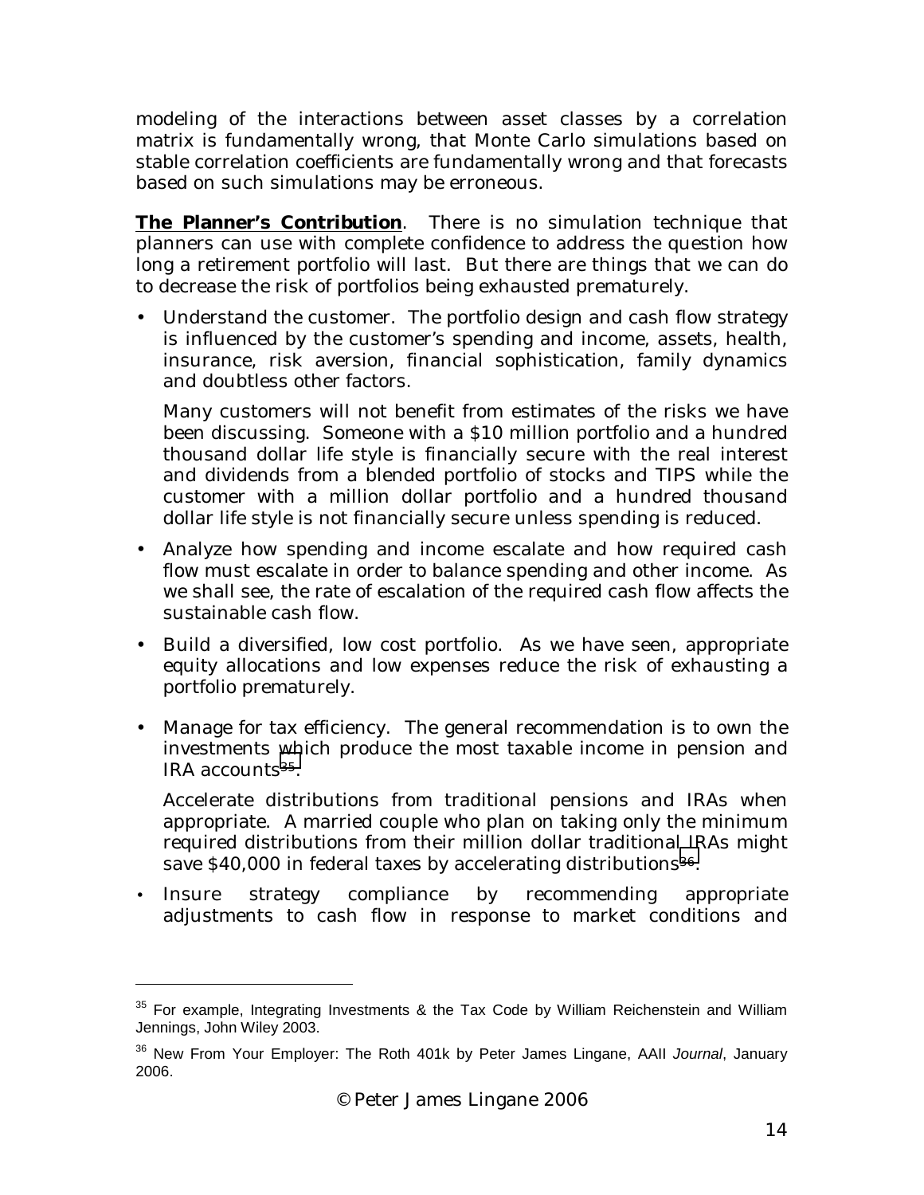modeling of the interactions between asset classes by a correlation matrix is fundamentally wrong, that Monte Carlo simulations based on stable correlation coefficients are fundamentally wrong and that forecasts based on such simulations may be erroneous.

**The Planner's Contribution**. There is no simulation technique that planners can use with complete confidence to address the question how long a retirement portfolio will last. But there are things that we can do to decrease the risk of portfolios being exhausted prematurely.

- Understand the customer. The portfolio design and cash flow strategy is influenced by the customer's spending and income, assets, health, insurance, risk aversion, financial sophistication, family dynamics and doubtless other factors.

  Many customers will not benefit from estimates of the risks we have been discussing. Someone with a $10 million portfolio and a hundred thousand dollar life style is financially secure with the real interest and dividends from a blended portfolio of stocks and TIPS while the customer with a million dollar portfolio and a hundred thousand dollar life style is not financially secure unless spending is reduced.

- Analyze how spending and income escalate and how required cash flow must escalate in order to balance spending and other income. As we shall see, the rate of escalation of the required cash flow affects the sustainable cash flow.

- Build a diversified, low cost portfolio. As we have seen, appropriate equity allocations and low expenses reduce the risk of exhausting a portfolio prematurely.

- Manage for tax efficiency. The general recommendation is to own the investments which produce the most taxable income in pension and IRA accounts[35].

  Accelerate distributions from traditional pensions and IRAs when appropriate. A married couple who plan on taking only the minimum required distributions from their million dollar traditional IRAs might save $40,000 in federal taxes by accelerating distributions[36].

- Insure strategy compliance by recommending appropriate adjustments to cash flow in response to market conditions and

---

[35] For example, Integrating Investments & the Tax Code by William Reichenstein and William Jennings, John Wiley 2003.

[36] New From Your Employer: The Roth 401k by Peter James Lingane, AAII *Journal*, January 2006.

© Peter James Lingane 2006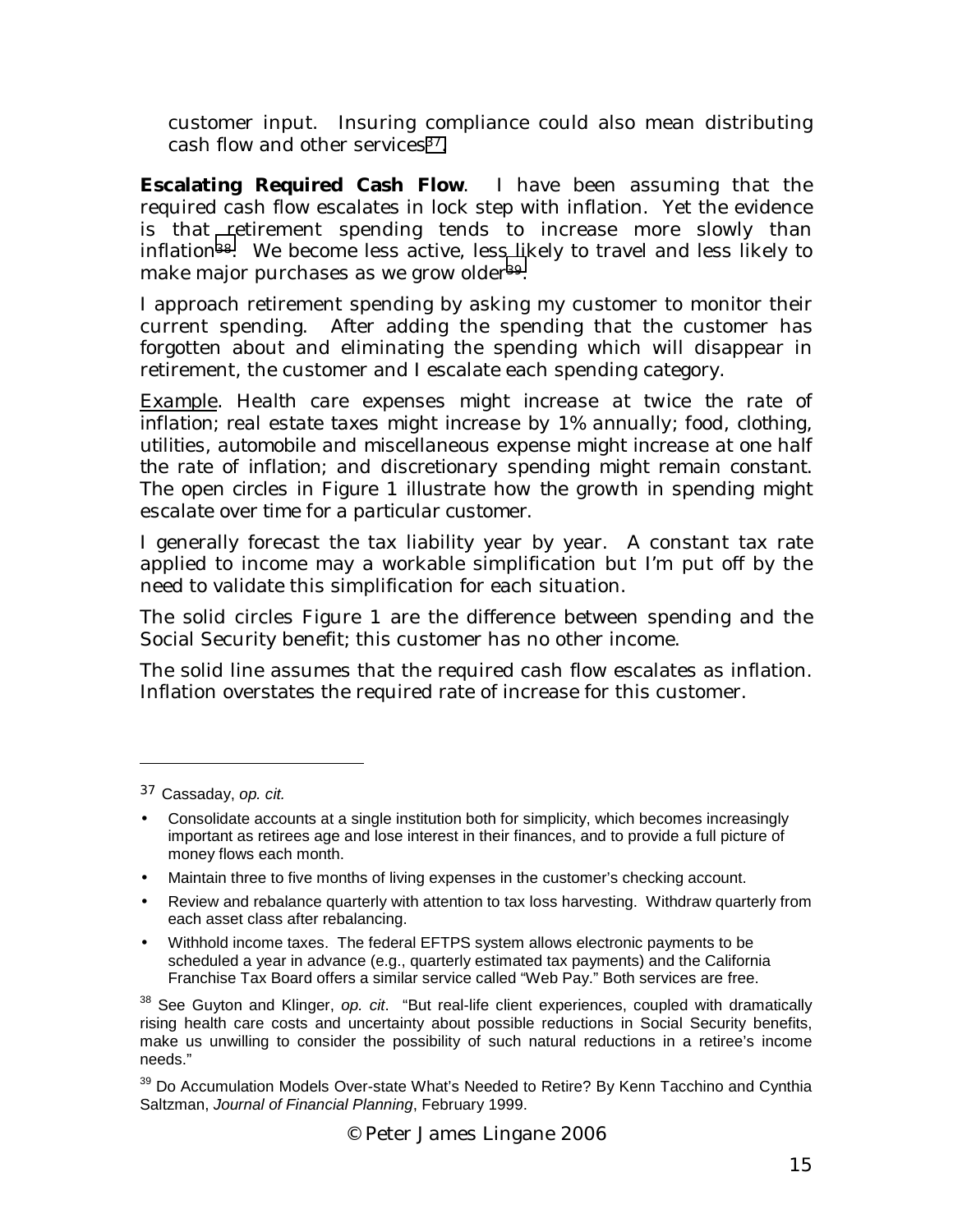customer input. Insuring compliance could also mean distributing cash flow and other services[37].

**Escalating Required Cash Flow**. I have been assuming that the required cash flow escalates in lock step with inflation. Yet the evidence is that retirement spending tends to increase more slowly than inflation[38]. We become less active, less likely to travel and less likely to make major purchases as we grow older[39].

I approach retirement spending by asking my customer to monitor their current spending. After adding the spending that the customer has forgotten about and eliminating the spending which will disappear in retirement, the customer and I escalate each spending category.

Example. Health care expenses might increase at twice the rate of inflation; real estate taxes might increase by 1% annually; food, clothing, utilities, automobile and miscellaneous expense might increase at one half the rate of inflation; and discretionary spending might remain constant. The open circles in Figure 1 illustrate how the growth in spending might escalate over time for a particular customer.

I generally forecast the tax liability year by year. A constant tax rate applied to income may a workable simplification but I'm put off by the need to validate this simplification for each situation.

The solid circles Figure 1 are the difference between spending and the Social Security benefit; this customer has no other income.

The solid line assumes that the required cash flow escalates as inflation. Inflation overstates the required rate of increase for this customer.

---

[37] Cassaday, *op. cit.*

- Consolidate accounts at a single institution both for simplicity, which becomes increasingly important as retirees age and lose interest in their finances, and to provide a full picture of money flows each month.
- Maintain three to five months of living expenses in the customer's checking account.
- Review and rebalance quarterly with attention to tax loss harvesting. Withdraw quarterly from each asset class after rebalancing.
- Withhold income taxes. The federal EFTPS system allows electronic payments to be scheduled a year in advance (e.g., quarterly estimated tax payments) and the California Franchise Tax Board offers a similar service called "Web Pay." Both services are free.

[38] See Guyton and Klinger, *op. cit*. "But real-life client experiences, coupled with dramatically rising health care costs and uncertainty about possible reductions in Social Security benefits, make us unwilling to consider the possibility of such natural reductions in a retiree's income needs."

[39] Do Accumulation Models Over-state What's Needed to Retire? By Kenn Tacchino and Cynthia Saltzman, *Journal of Financial Planning*, February 1999.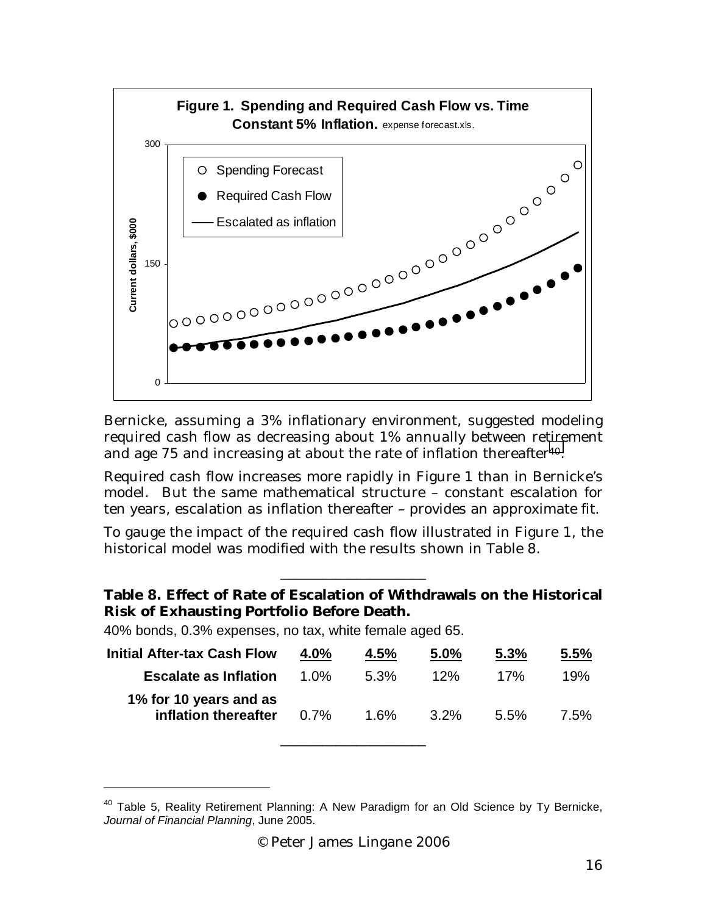**Figure 1. Spending and Required Cash Flow vs. Time Constant 5% Inflation.** expense forecast.xls.

Bernicke, assuming a 3% inflationary environment, suggested modeling required cash flow as decreasing about 1% annually between retirement and age 75 and increasing at about the rate of inflation thereafter[40].

Required cash flow increases more rapidly in Figure 1 than in Bernicke's model. But the same mathematical structure – constant escalation for ten years, escalation as inflation thereafter – provides an approximate fit.

To gauge the impact of the required cash flow illustrated in Figure 1, the historical model was modified with the results shown in Table 8.

---

**Table 8. Effect of Rate of Escalation of Withdrawals on the Historical Risk of Exhausting Portfolio Before Death.**

40% bonds, 0.3% expenses, no tax, white female aged 65.

| Initial After-tax Cash Flow | 4.0% | 4.5% | 5.0% | 5.3% | 5.5% |
|---|---|---|---|---|---|
| Escalate as Inflation | 1.0% | 5.3% | 12% | 17% | 19% |
| 1% for 10 years and as inflation thereafter | 0.7% | 1.6% | 3.2% | 5.5% | 7.5% |

---

[40] Table 5, Reality Retirement Planning: A New Paradigm for an Old Science by Ty Bernicke, *Journal of Financial Planning*, June 2005.

© Peter James Lingane 2006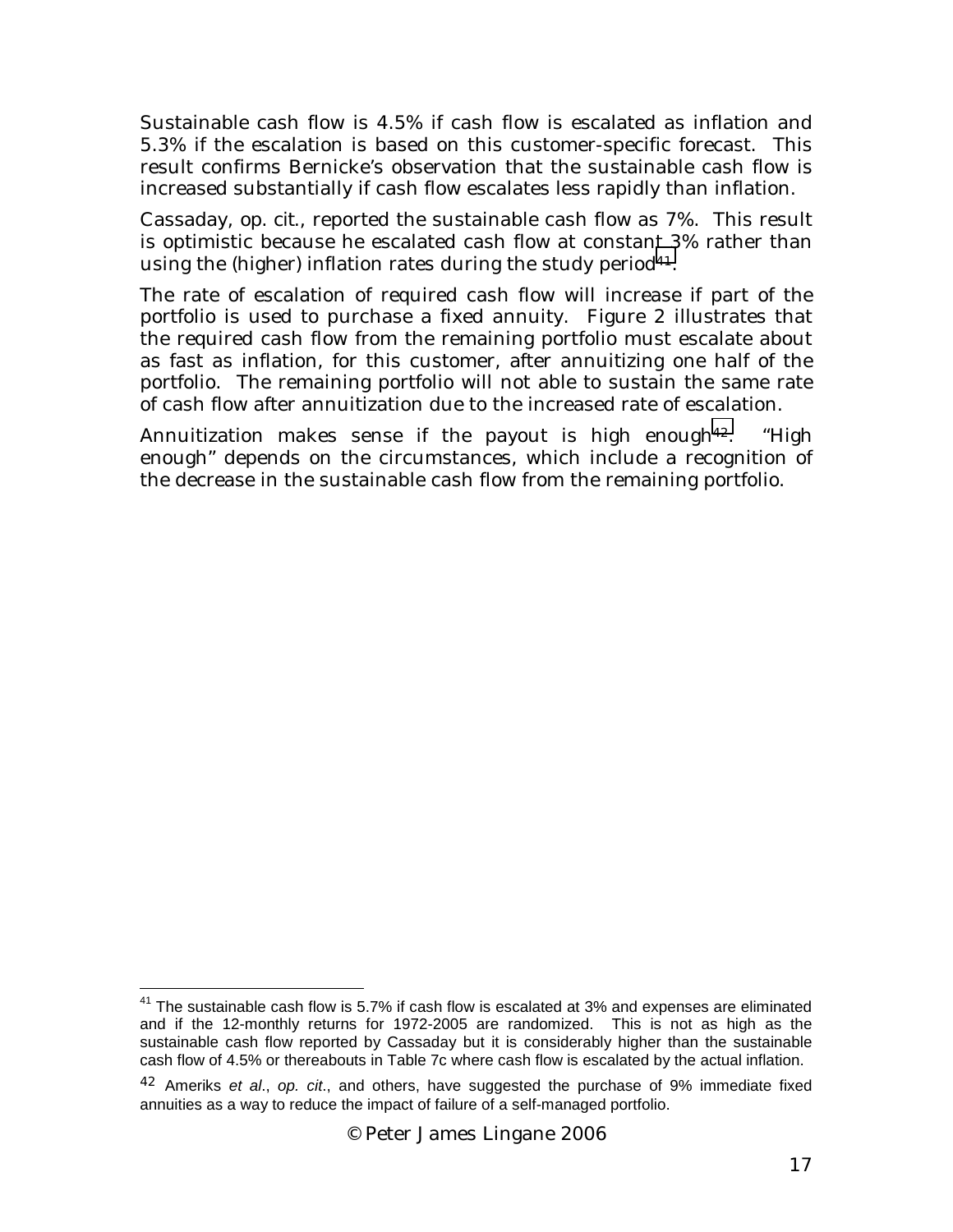Sustainable cash flow is 4.5% if cash flow is escalated as inflation and 5.3% if the escalation is based on this customer-specific forecast. This result confirms Bernicke's observation that the sustainable cash flow is increased substantially if cash flow escalates less rapidly than inflation.

Cassaday, op. cit., reported the sustainable cash flow as 7%. This result is optimistic because he escalated cash flow at constant 3% rather than using the (higher) inflation rates during the study period[41].

The rate of escalation of required cash flow will increase if part of the portfolio is used to purchase a fixed annuity. Figure 2 illustrates that the required cash flow from the remaining portfolio must escalate about as fast as inflation, for this customer, after annuitizing one half of the portfolio. The remaining portfolio will not able to sustain the same rate of cash flow after annuitization due to the increased rate of escalation.

Annuitization makes sense if the payout is high enough[42]. "High enough" depends on the circumstances, which include a recognition of the decrease in the sustainable cash flow from the remaining portfolio.

---

[41] The sustainable cash flow is 5.7% if cash flow is escalated at 3% and expenses are eliminated and if the 12-monthly returns for 1972-2005 are randomized. This is not as high as the sustainable cash flow reported by Cassaday but it is considerably higher than the sustainable cash flow of 4.5% or thereabouts in Table 7c where cash flow is escalated by the actual inflation.

[42] Ameriks *et al*., *op. cit*., and others, have suggested the purchase of 9% immediate fixed annuities as a way to reduce the impact of failure of a self-managed portfolio.

© Peter James Lingane 2006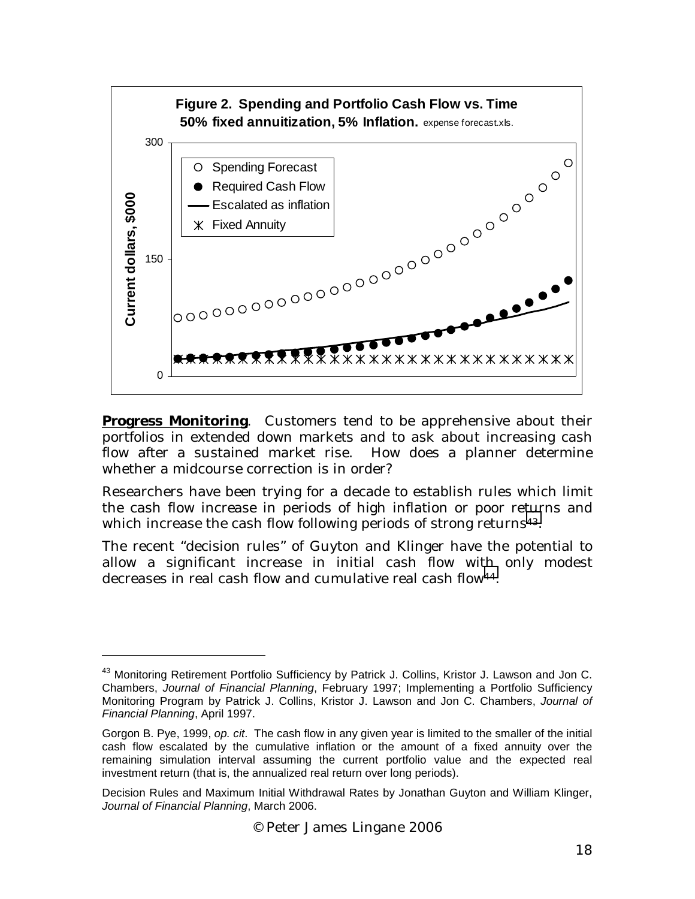**Figure 2. Spending and Portfolio Cash Flow vs. Time**
**50% fixed annuitization, 5% Inflation.** expense forecast.xls.

**Progress Monitoring**. Customers tend to be apprehensive about their portfolios in extended down markets and to ask about increasing cash flow after a sustained market rise. How does a planner determine whether a midcourse correction is in order?

Researchers have been trying for a decade to establish rules which limit the cash flow increase in periods of high inflation or poor returns and which increase the cash flow following periods of strong returns[43].

The recent "decision rules" of Guyton and Klinger have the potential to allow a significant increase in initial cash flow with only modest decreases in real cash flow and cumulative real cash flow[44].

---

[43] Monitoring Retirement Portfolio Sufficiency by Patrick J. Collins, Kristor J. Lawson and Jon C. Chambers, *Journal of Financial Planning*, February 1997; Implementing a Portfolio Sufficiency Monitoring Program by Patrick J. Collins, Kristor J. Lawson and Jon C. Chambers, *Journal of Financial Planning*, April 1997.

Gorgon B. Pye, 1999, *op. cit*. The cash flow in any given year is limited to the smaller of the initial cash flow escalated by the cumulative inflation or the amount of a fixed annuity over the remaining simulation interval assuming the current portfolio value and the expected real investment return (that is, the annualized real return over long periods).

Decision Rules and Maximum Initial Withdrawal Rates by Jonathan Guyton and William Klinger, *Journal of Financial Planning*, March 2006.

© Peter James Lingane 2006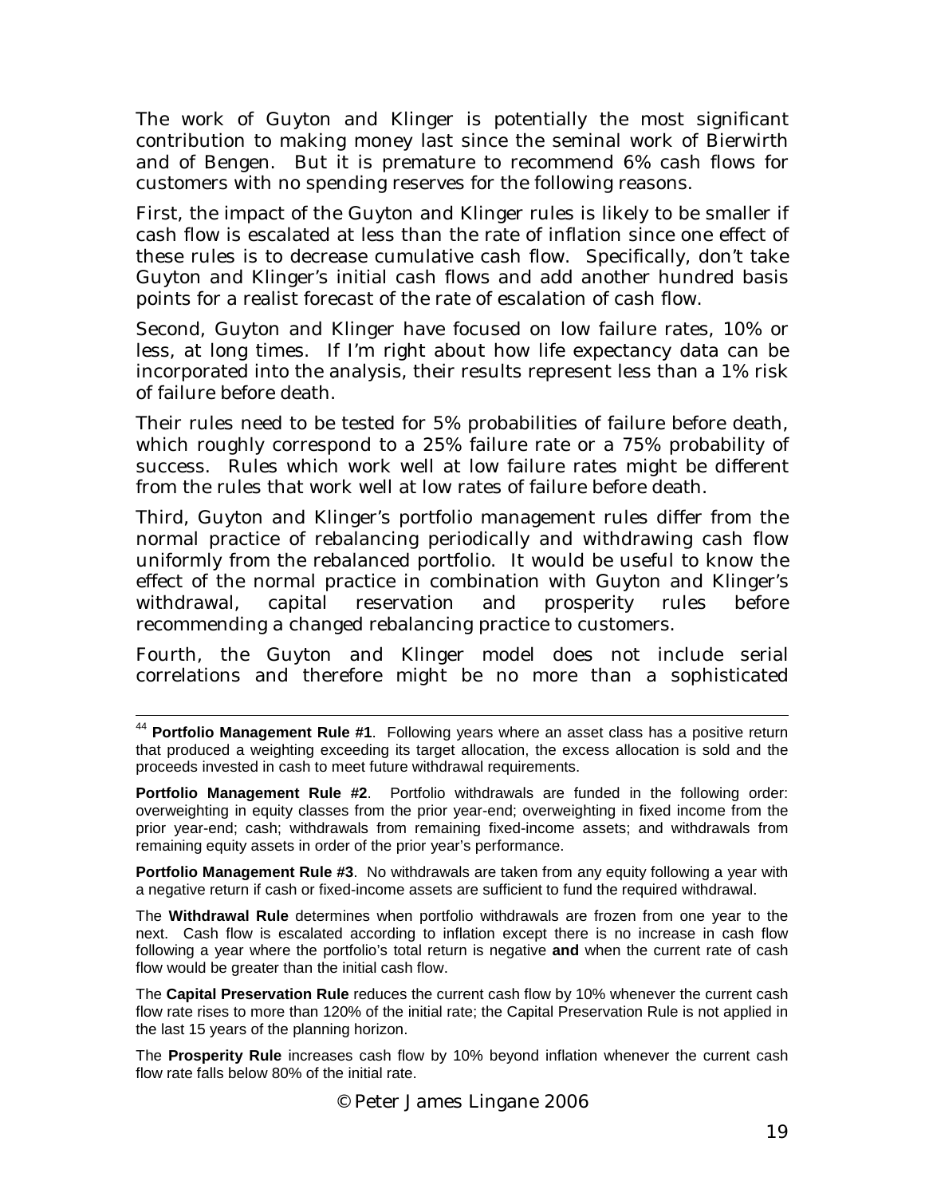The work of Guyton and Klinger is potentially the most significant contribution to making money last since the seminal work of Bierwirth and of Bengen. But it is premature to recommend 6% cash flows for customers with no spending reserves for the following reasons.

First, the impact of the Guyton and Klinger rules is likely to be smaller if cash flow is escalated at less than the rate of inflation since one effect of these rules is to decrease cumulative cash flow. Specifically, don't take Guyton and Klinger's initial cash flows and add another hundred basis points for a realist forecast of the rate of escalation of cash flow.

Second, Guyton and Klinger have focused on low failure rates, 10% or less, at long times. If I'm right about how life expectancy data can be incorporated into the analysis, their results represent less than a 1% risk of failure before death.

Their rules need to be tested for 5% probabilities of failure before death, which roughly correspond to a 25% failure rate or a 75% probability of success. Rules which work well at low failure rates might be different from the rules that work well at low rates of failure before death.

Third, Guyton and Klinger's portfolio management rules differ from the normal practice of rebalancing periodically and withdrawing cash flow uniformly from the rebalanced portfolio. It would be useful to know the effect of the normal practice in combination with Guyton and Klinger's withdrawal, capital reservation and prosperity rules before recommending a changed rebalancing practice to customers.

Fourth, the Guyton and Klinger model does not include serial correlations and therefore might be no more than a sophisticated

---

[44] **Portfolio Management Rule #1**. Following years where an asset class has a positive return that produced a weighting exceeding its target allocation, the excess allocation is sold and the proceeds invested in cash to meet future withdrawal requirements.

**Portfolio Management Rule #2**. Portfolio withdrawals are funded in the following order: overweighting in equity classes from the prior year-end; overweighting in fixed income from the prior year-end; cash; withdrawals from remaining fixed-income assets; and withdrawals from remaining equity assets in order of the prior year's performance.

**Portfolio Management Rule #3**. No withdrawals are taken from any equity following a year with a negative return if cash or fixed-income assets are sufficient to fund the required withdrawal.

The **Withdrawal Rule** determines when portfolio withdrawals are frozen from one year to the next. Cash flow is escalated according to inflation except there is no increase in cash flow following a year where the portfolio's total return is negative **and** when the current rate of cash flow would be greater than the initial cash flow.

The **Capital Preservation Rule** reduces the current cash flow by 10% whenever the current cash flow rate rises to more than 120% of the initial rate; the Capital Preservation Rule is not applied in the last 15 years of the planning horizon.

The **Prosperity Rule** increases cash flow by 10% beyond inflation whenever the current cash flow rate falls below 80% of the initial rate.

© Peter James Lingane 2006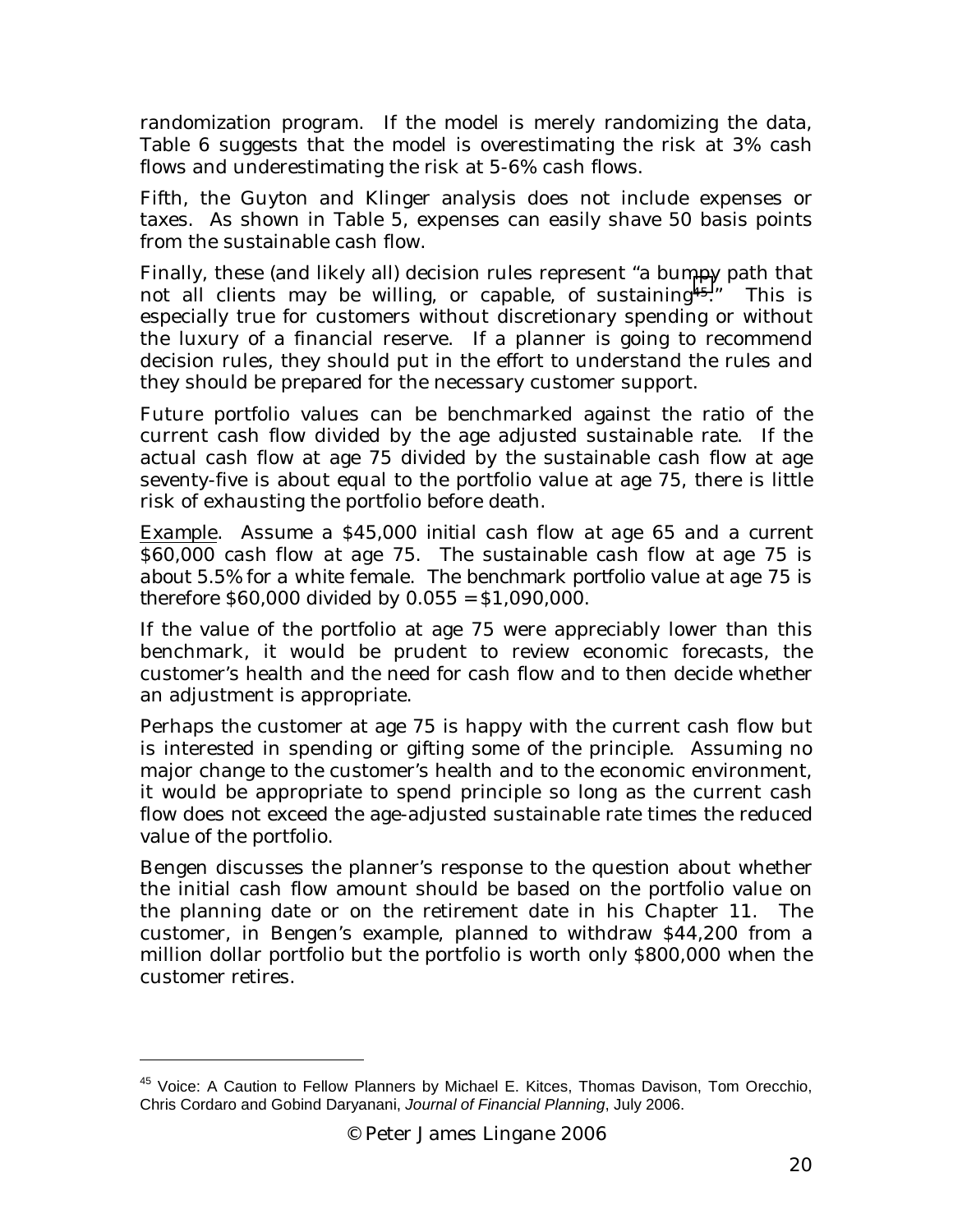randomization program. If the model is merely randomizing the data, Table 6 suggests that the model is overestimating the risk at 3% cash flows and underestimating the risk at 5-6% cash flows.

Fifth, the Guyton and Klinger analysis does not include expenses or taxes. As shown in Table 5, expenses can easily shave 50 basis points from the sustainable cash flow.

Finally, these (and likely all) decision rules represent "a bumpy path that not all clients may be willing, or capable, of sustaining[45]." This is especially true for customers without discretionary spending or without the luxury of a financial reserve. If a planner is going to recommend decision rules, they should put in the effort to understand the rules and they should be prepared for the necessary customer support.

Future portfolio values can be benchmarked against the ratio of the current cash flow divided by the age adjusted sustainable rate. If the actual cash flow at age 75 divided by the sustainable cash flow at age seventy-five is about equal to the portfolio value at age 75, there is little risk of exhausting the portfolio before death.

Example. Assume a $45,000 initial cash flow at age 65 and a current $60,000 cash flow at age 75. The sustainable cash flow at age 75 is about 5.5% for a white female. The benchmark portfolio value at age 75 is therefore $60,000 divided by 0.055 = $1,090,000.

If the value of the portfolio at age 75 were appreciably lower than this benchmark, it would be prudent to review economic forecasts, the customer's health and the need for cash flow and to then decide whether an adjustment is appropriate.

Perhaps the customer at age 75 is happy with the current cash flow but is interested in spending or gifting some of the principle. Assuming no major change to the customer's health and to the economic environment, it would be appropriate to spend principle so long as the current cash flow does not exceed the age-adjusted sustainable rate times the reduced value of the portfolio.

Bengen discusses the planner's response to the question about whether the initial cash flow amount should be based on the portfolio value on the planning date or on the retirement date in his Chapter 11. The customer, in Bengen's example, planned to withdraw $44,200 from a million dollar portfolio but the portfolio is worth only $800,000 when the customer retires.

---

[45] Voice: A Caution to Fellow Planners by Michael E. Kitces, Thomas Davison, Tom Orecchio, Chris Cordaro and Gobind Daryanani, *Journal of Financial Planning*, July 2006.

© Peter James Lingane 2006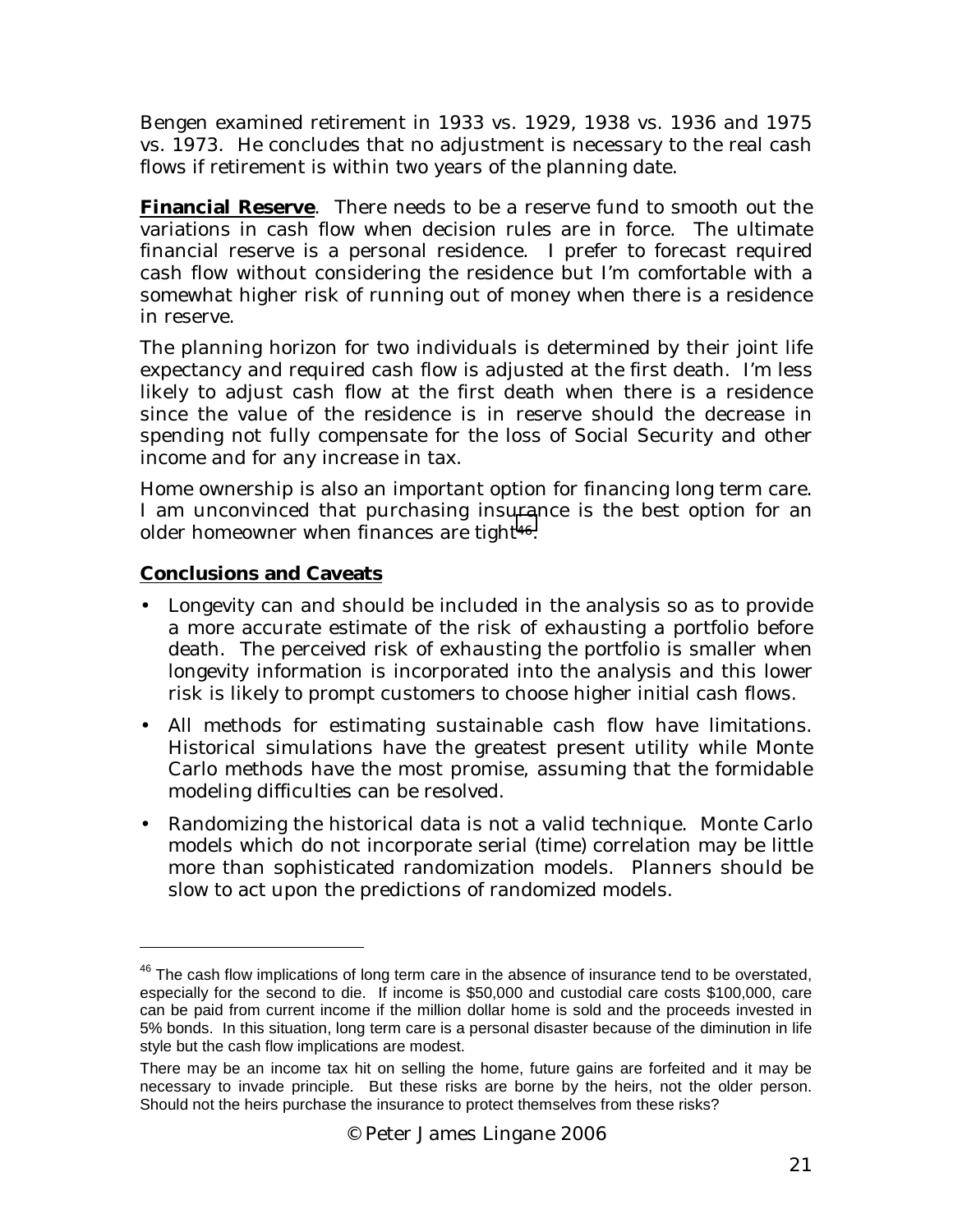Bengen examined retirement in 1933 vs. 1929, 1938 vs. 1936 and 1975 vs. 1973. He concludes that no adjustment is necessary to the real cash flows if retirement is within two years of the planning date.

**Financial Reserve**. There needs to be a reserve fund to smooth out the variations in cash flow when decision rules are in force. The ultimate financial reserve is a personal residence. I prefer to forecast required cash flow without considering the residence but I'm comfortable with a somewhat higher risk of running out of money when there is a residence in reserve.

The planning horizon for two individuals is determined by their joint life expectancy and required cash flow is adjusted at the first death. I'm less likely to adjust cash flow at the first death when there is a residence since the value of the residence is in reserve should the decrease in spending not fully compensate for the loss of Social Security and other income and for any increase in tax.

Home ownership is also an important option for financing long term care. I am unconvinced that purchasing insurance is the best option for an older homeowner when finances are tight[46].

**Conclusions and Caveats**

- Longevity can and should be included in the analysis so as to provide a more accurate estimate of the risk of exhausting a portfolio before death. The perceived risk of exhausting the portfolio is smaller when longevity information is incorporated into the analysis and this lower risk is likely to prompt customers to choose higher initial cash flows.
- All methods for estimating sustainable cash flow have limitations. Historical simulations have the greatest present utility while Monte Carlo methods have the most promise, assuming that the formidable modeling difficulties can be resolved.
- Randomizing the historical data is not a valid technique. Monte Carlo models which do not incorporate serial (time) correlation may be little more than sophisticated randomization models. Planners should be slow to act upon the predictions of randomized models.

---

[46] The cash flow implications of long term care in the absence of insurance tend to be overstated, especially for the second to die. If income is $50,000 and custodial care costs $100,000, care can be paid from current income if the million dollar home is sold and the proceeds invested in 5% bonds. In this situation, long term care is a personal disaster because of the diminution in life style but the cash flow implications are modest.

There may be an income tax hit on selling the home, future gains are forfeited and it may be necessary to invade principle. But these risks are borne by the heirs, not the older person. Should not the heirs purchase the insurance to protect themselves from these risks?

© Peter James Lingane 2006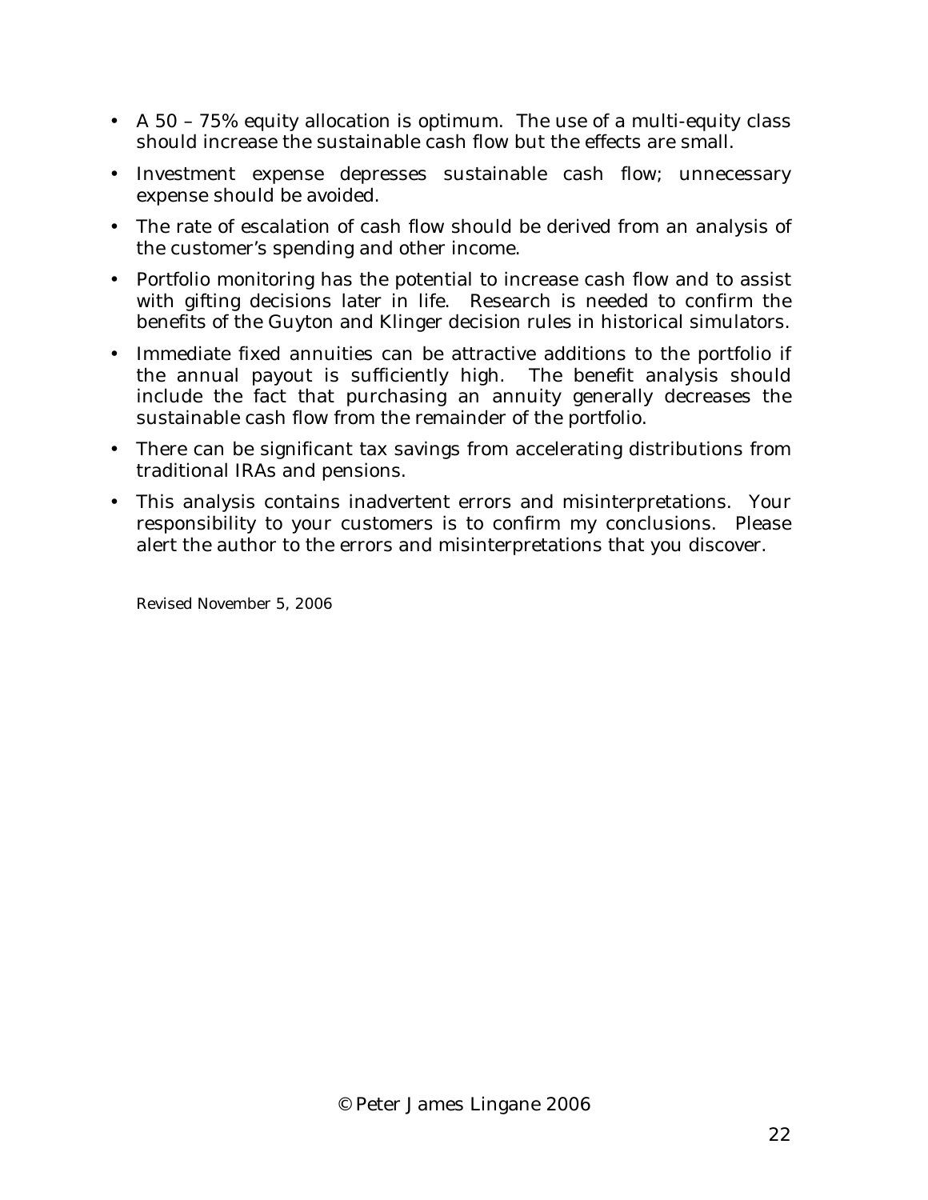- A 50 – 75% equity allocation is optimum. The use of a multi-equity class should increase the sustainable cash flow but the effects are small.
- Investment expense depresses sustainable cash flow; unnecessary expense should be avoided.
- The rate of escalation of cash flow should be derived from an analysis of the customer's spending and other income.
- Portfolio monitoring has the potential to increase cash flow and to assist with gifting decisions later in life. Research is needed to confirm the benefits of the Guyton and Klinger decision rules in historical simulators.
- Immediate fixed annuities can be attractive additions to the portfolio if the annual payout is sufficiently high. The benefit analysis should include the fact that purchasing an annuity generally decreases the sustainable cash flow from the remainder of the portfolio.
- There can be significant tax savings from accelerating distributions from traditional IRAs and pensions.
- This analysis contains inadvertent errors and misinterpretations. Your responsibility to your customers is to confirm my conclusions. Please alert the author to the errors and misinterpretations that you discover.

Revised November 5, 2006

© Peter James Lingane 2006